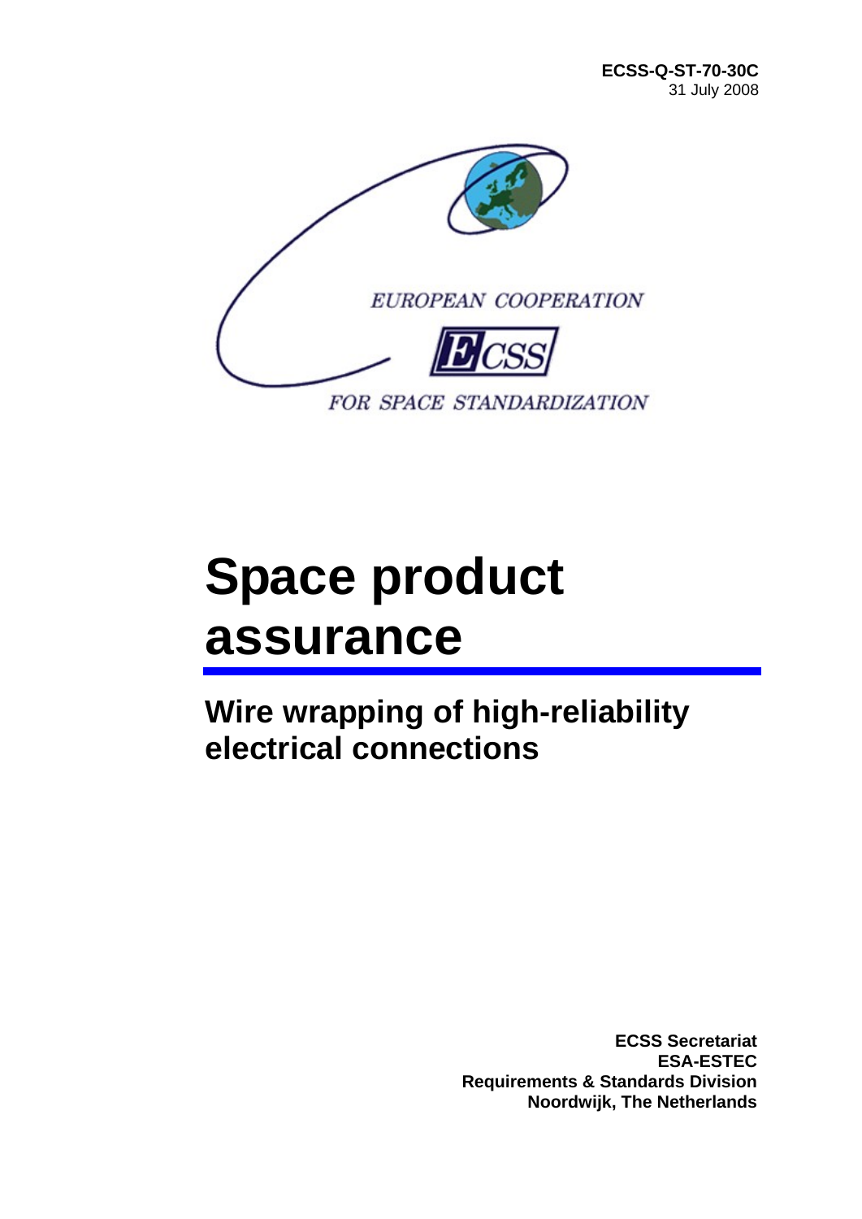**ECSS-Q-ST-70-30C**
31 July 2008

EUROPEAN COOPERATION

ECSS

FOR SPACE STANDARDIZATION

# Space product assurance

## Wire wrapping of high-reliability electrical connections

**ECSS Secretariat**
**ESA-ESTEC**
**Requirements & Standards Division**
**Noordwijk, The Netherlands**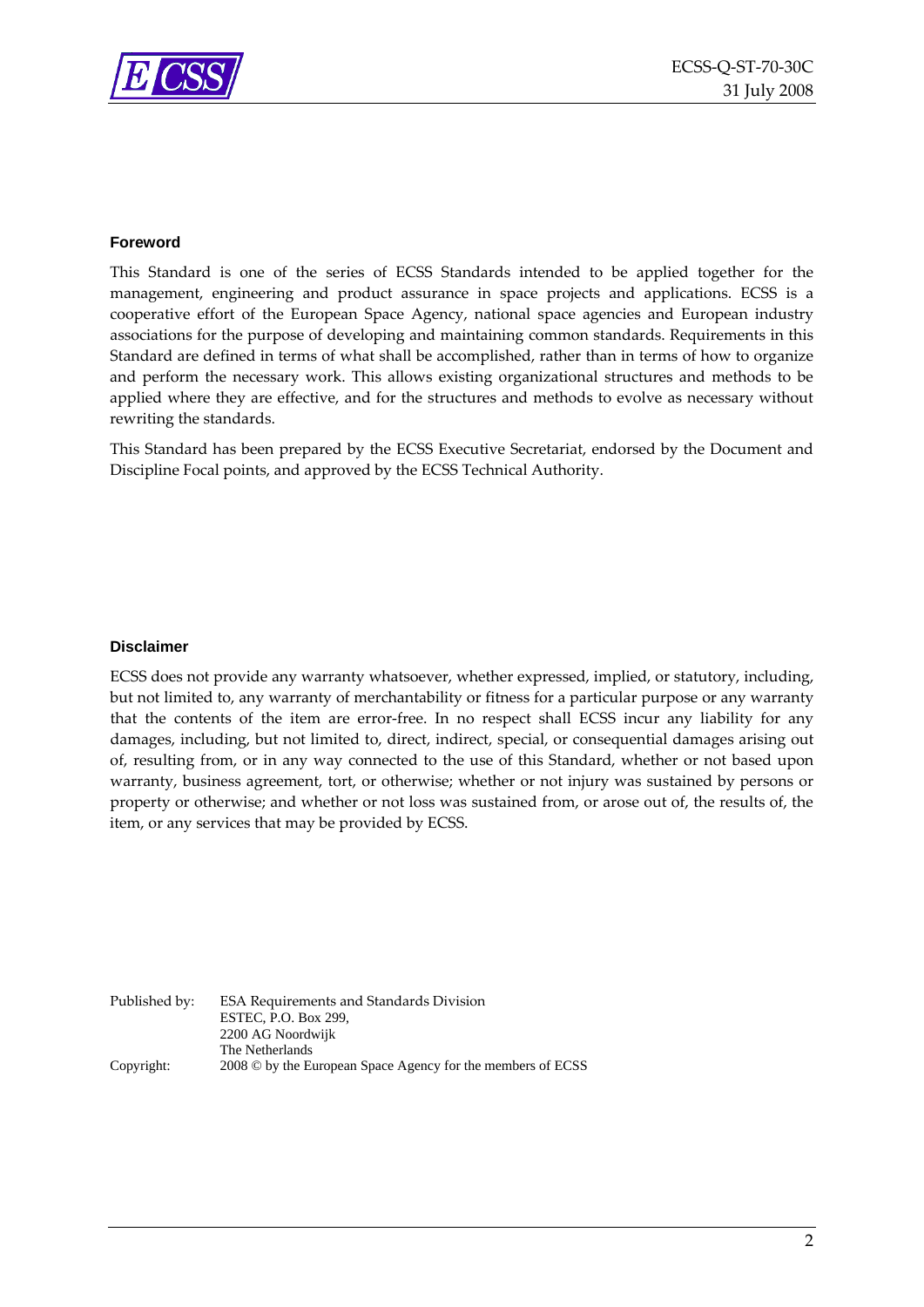## Foreword

This Standard is one of the series of ECSS Standards intended to be applied together for the management, engineering and product assurance in space projects and applications. ECSS is a cooperative effort of the European Space Agency, national space agencies and European industry associations for the purpose of developing and maintaining common standards. Requirements in this Standard are defined in terms of what shall be accomplished, rather than in terms of how to organize and perform the necessary work. This allows existing organizational structures and methods to be applied where they are effective, and for the structures and methods to evolve as necessary without rewriting the standards.

This Standard has been prepared by the ECSS Executive Secretariat, endorsed by the Document and Discipline Focal points, and approved by the ECSS Technical Authority.

## Disclaimer

ECSS does not provide any warranty whatsoever, whether expressed, implied, or statutory, including, but not limited to, any warranty of merchantability or fitness for a particular purpose or any warranty that the contents of the item are error-free. In no respect shall ECSS incur any liability for any damages, including, but not limited to, direct, indirect, special, or consequential damages arising out of, resulting from, or in any way connected to the use of this Standard, whether or not based upon warranty, business agreement, tort, or otherwise; whether or not injury was sustained by persons or property or otherwise; and whether or not loss was sustained from, or arose out of, the results of, the item, or any services that may be provided by ECSS.

Published by: ESA Requirements and Standards Division
ESTEC, P.O. Box 299,
2200 AG Noordwijk
The Netherlands

Copyright: 2008 © by the European Space Agency for the members of ECSS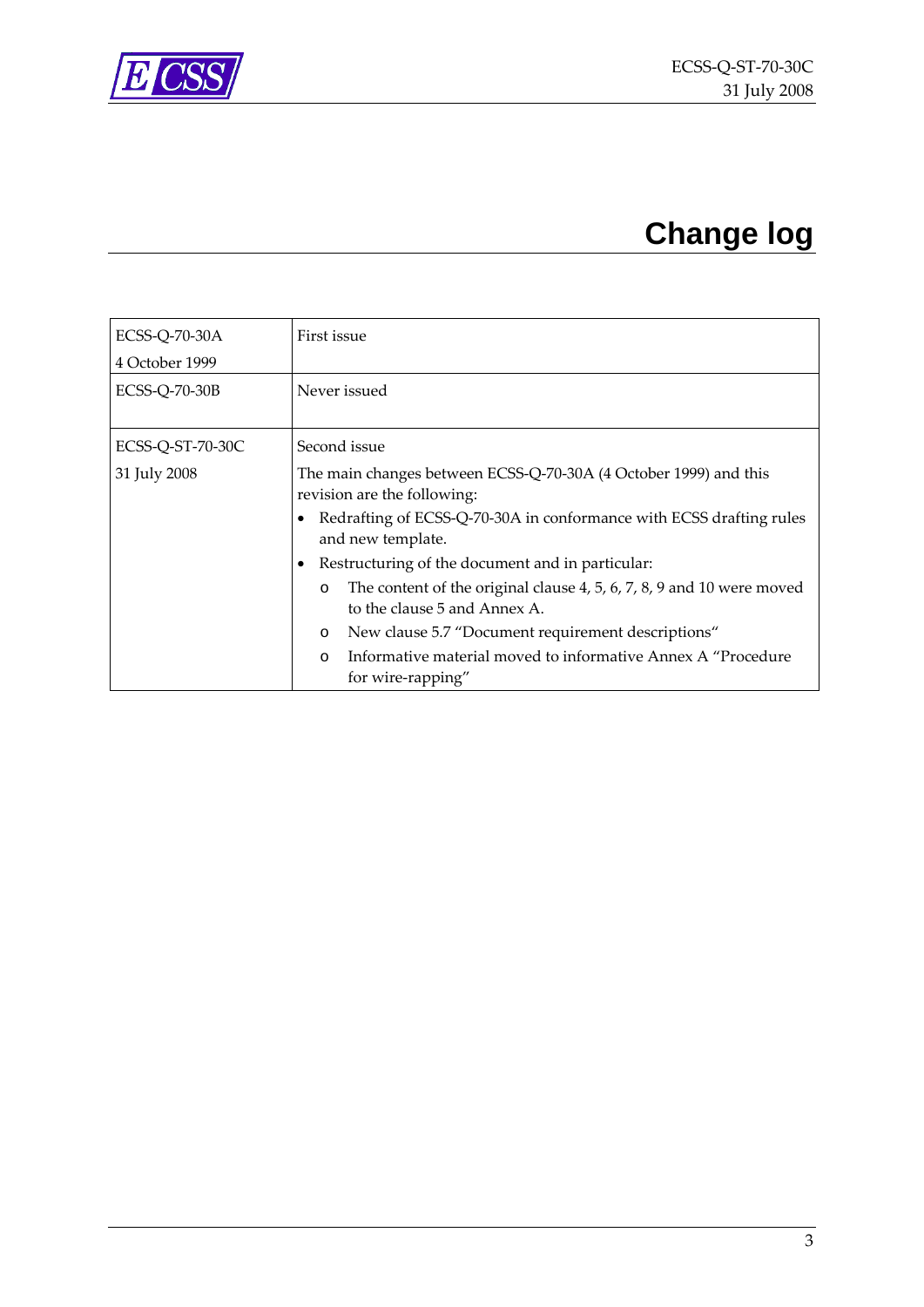# Change log

| | |
|---|---|
| ECSS-Q-70-30A<br>4 October 1999 | First issue |
| ECSS-Q-70-30B | Never issued |
| ECSS-Q-ST-70-30C<br>31 July 2008 | Second issue<br>The main changes between ECSS-Q-70-30A (4 October 1999) and this revision are the following:<br>• Redrafting of ECSS-Q-70-30A in conformance with ECSS drafting rules and new template.<br>• Restructuring of the document and in particular:<br>o The content of the original clause 4, 5, 6, 7, 8, 9 and 10 were moved to the clause 5 and Annex A.<br>o New clause 5.7 "Document requirement descriptions"<br>o Informative material moved to informative Annex A "Procedure for wire-rapping" |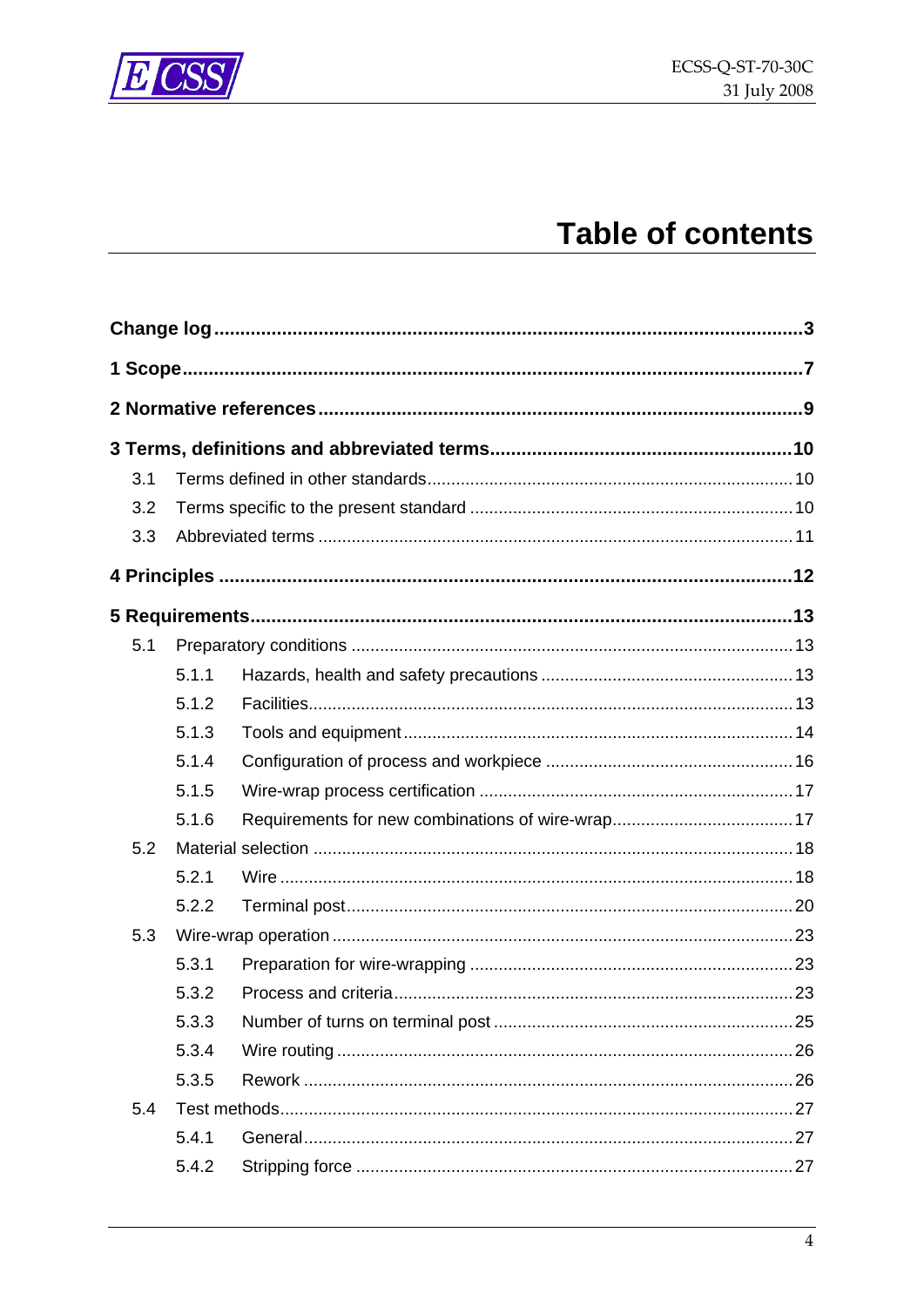# Table of contents

**Change log** ..... **3**

**1 Scope** ..... **7**

**2 Normative references** ..... **9**

**3 Terms, definitions and abbreviated terms** ..... **10**

- 3.1 Terms defined in other standards ..... 10
- 3.2 Terms specific to the present standard ..... 10
- 3.3 Abbreviated terms ..... 11

**4 Principles** ..... **12**

**5 Requirements** ..... **13**

- 5.1 Preparatory conditions ..... 13
  - 5.1.1 Hazards, health and safety precautions ..... 13
  - 5.1.2 Facilities ..... 13
  - 5.1.3 Tools and equipment ..... 14
  - 5.1.4 Configuration of process and workpiece ..... 16
  - 5.1.5 Wire-wrap process certification ..... 17
  - 5.1.6 Requirements for new combinations of wire-wrap ..... 17
- 5.2 Material selection ..... 18
  - 5.2.1 Wire ..... 18
  - 5.2.2 Terminal post ..... 20
- 5.3 Wire-wrap operation ..... 23
  - 5.3.1 Preparation for wire-wrapping ..... 23
  - 5.3.2 Process and criteria ..... 23
  - 5.3.3 Number of turns on terminal post ..... 25
  - 5.3.4 Wire routing ..... 26
  - 5.3.5 Rework ..... 26
- 5.4 Test methods ..... 27
  - 5.4.1 General ..... 27
  - 5.4.2 Stripping force ..... 27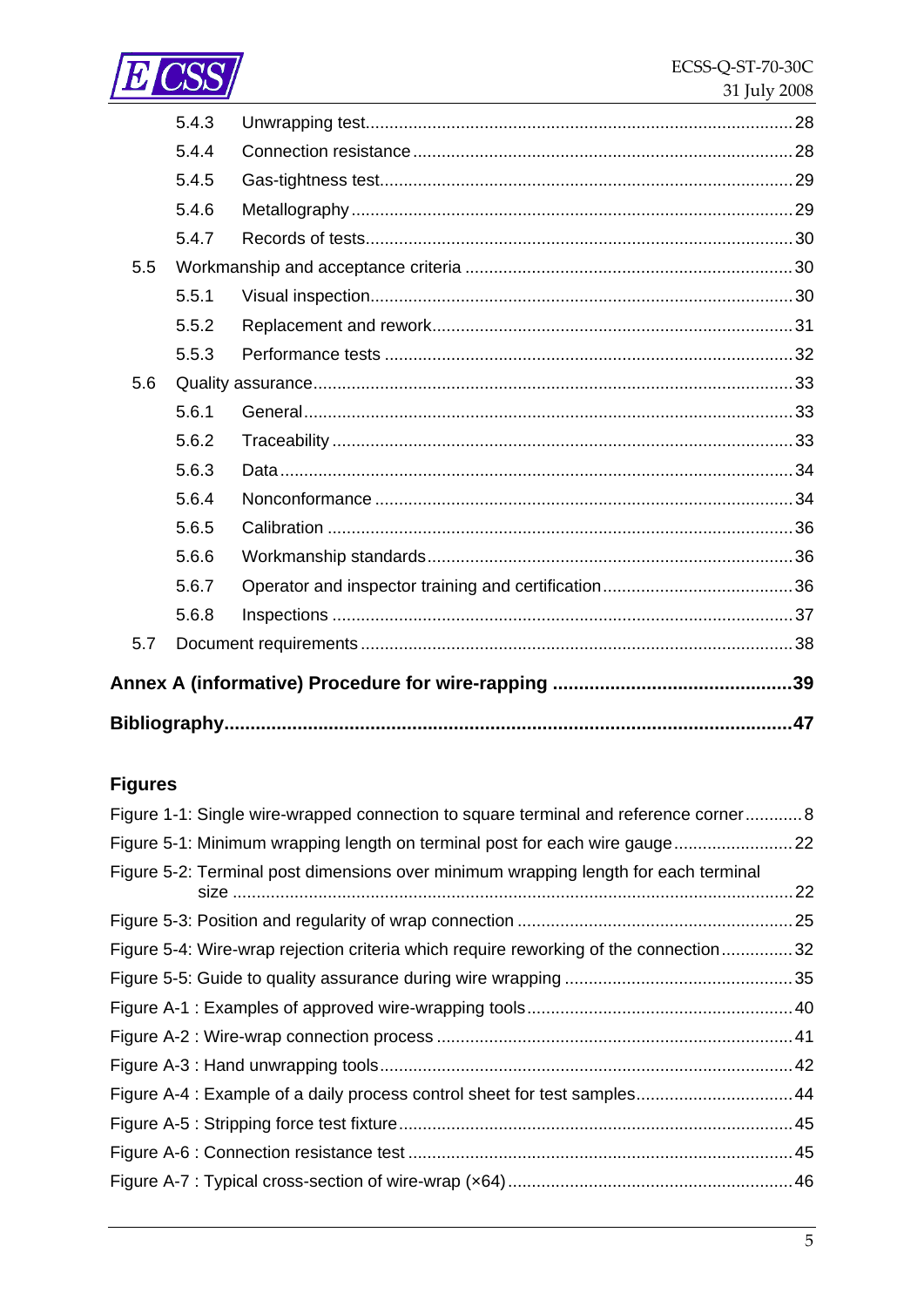5.4.3 Unwrapping test ........................................................................................ 28

5.4.4 Connection resistance ............................................................................... 28

5.4.5 Gas-tightness test ...................................................................................... 29

5.4.6 Metallography ............................................................................................ 29

5.4.7 Records of tests ......................................................................................... 30

5.5 Workmanship and acceptance criteria .................................................................... 30

5.5.1 Visual inspection ........................................................................................ 30

5.5.2 Replacement and rework ........................................................................... 31

5.5.3 Performance tests ..................................................................................... 32

5.6 Quality assurance .................................................................................................... 33

5.6.1 General ...................................................................................................... 33

5.6.2 Traceability ................................................................................................ 33

5.6.3 Data ........................................................................................................... 34

5.6.4 Nonconformance ....................................................................................... 34

5.6.5 Calibration ................................................................................................. 36

5.6.6 Workmanship standards ............................................................................ 36

5.6.7 Operator and inspector training and certification ........................................ 36

5.6.8 Inspections ................................................................................................ 37

5.7 Document requirements .......................................................................................... 38

**Annex A (informative) Procedure for wire-rapping ............................................ 39**

**Bibliography ........................................................................................................... 47**

## Figures

Figure 1-1: Single wire-wrapped connection to square terminal and reference corner ............ 8

Figure 5-1: Minimum wrapping length on terminal post for each wire gauge ......................... 22

Figure 5-2: Terminal post dimensions over minimum wrapping length for each terminal size .................................................................................................................... 22

Figure 5-3: Position and regularity of wrap connection .......................................................... 25

Figure 5-4: Wire-wrap rejection criteria which require reworking of the connection ............... 32

Figure 5-5: Guide to quality assurance during wire wrapping ............................................... 35

Figure A-1 : Examples of approved wire-wrapping tools ........................................................ 40

Figure A-2 : Wire-wrap connection process .......................................................................... 41

Figure A-3 : Hand unwrapping tools ...................................................................................... 42

Figure A-4 : Example of a daily process control sheet for test samples ................................. 44

Figure A-5 : Stripping force test fixture .................................................................................. 45

Figure A-6 : Connection resistance test ................................................................................ 45

Figure A-7 : Typical cross-section of wire-wrap (×64) ........................................................... 46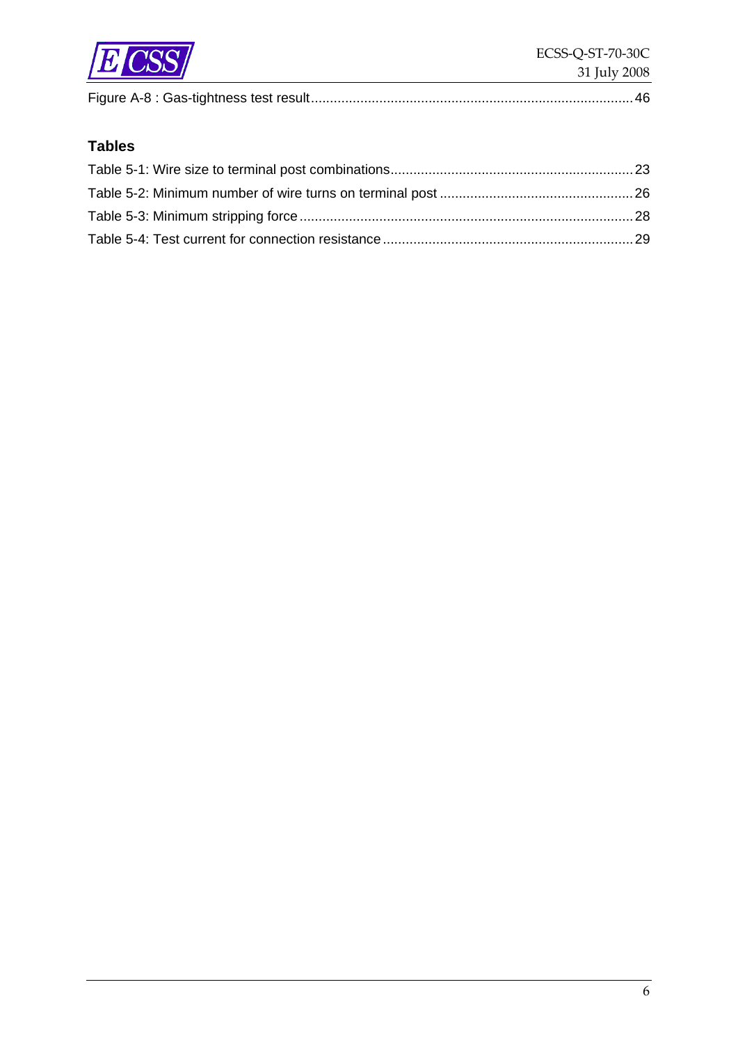Figure A-8 : Gas-tightness test result....................................................................................46

**Tables**

Table 5-1: Wire size to terminal post combinations...............................................................23

Table 5-2: Minimum number of wire turns on terminal post ..................................................26

Table 5-3: Minimum stripping force.......................................................................................28

Table 5-4: Test current for connection resistance.................................................................29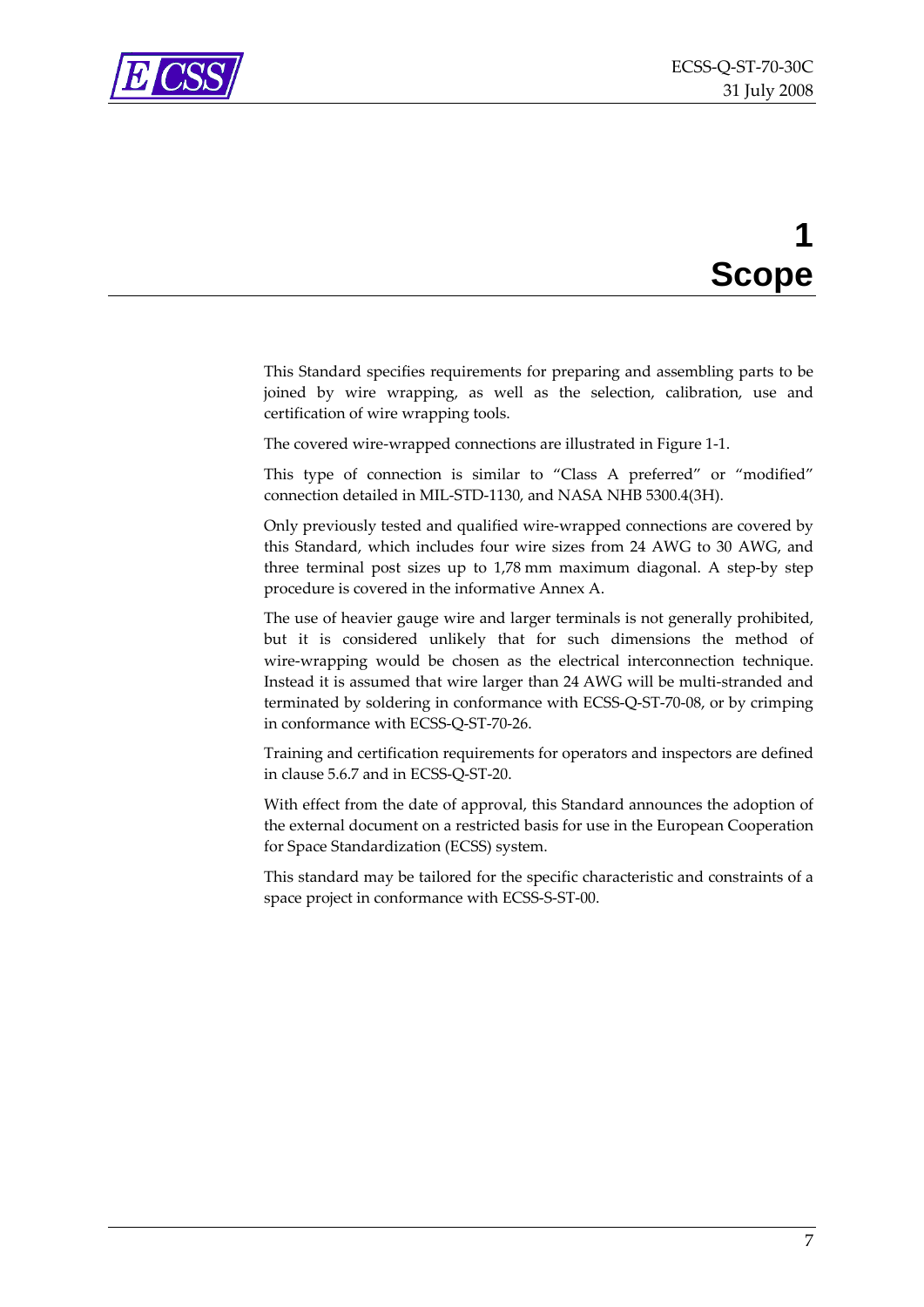# 1 Scope

This Standard specifies requirements for preparing and assembling parts to be joined by wire wrapping, as well as the selection, calibration, use and certification of wire wrapping tools.

The covered wire-wrapped connections are illustrated in Figure 1-1.

This type of connection is similar to "Class A preferred" or "modified" connection detailed in MIL-STD-1130, and NASA NHB 5300.4(3H).

Only previously tested and qualified wire-wrapped connections are covered by this Standard, which includes four wire sizes from 24 AWG to 30 AWG, and three terminal post sizes up to 1,78 mm maximum diagonal. A step-by step procedure is covered in the informative Annex A.

The use of heavier gauge wire and larger terminals is not generally prohibited, but it is considered unlikely that for such dimensions the method of wire-wrapping would be chosen as the electrical interconnection technique. Instead it is assumed that wire larger than 24 AWG will be multi-stranded and terminated by soldering in conformance with ECSS-Q-ST-70-08, or by crimping in conformance with ECSS-Q-ST-70-26.

Training and certification requirements for operators and inspectors are defined in clause 5.6.7 and in ECSS-Q-ST-20.

With effect from the date of approval, this Standard announces the adoption of the external document on a restricted basis for use in the European Cooperation for Space Standardization (ECSS) system.

This standard may be tailored for the specific characteristic and constraints of a space project in conformance with ECSS-S-ST-00.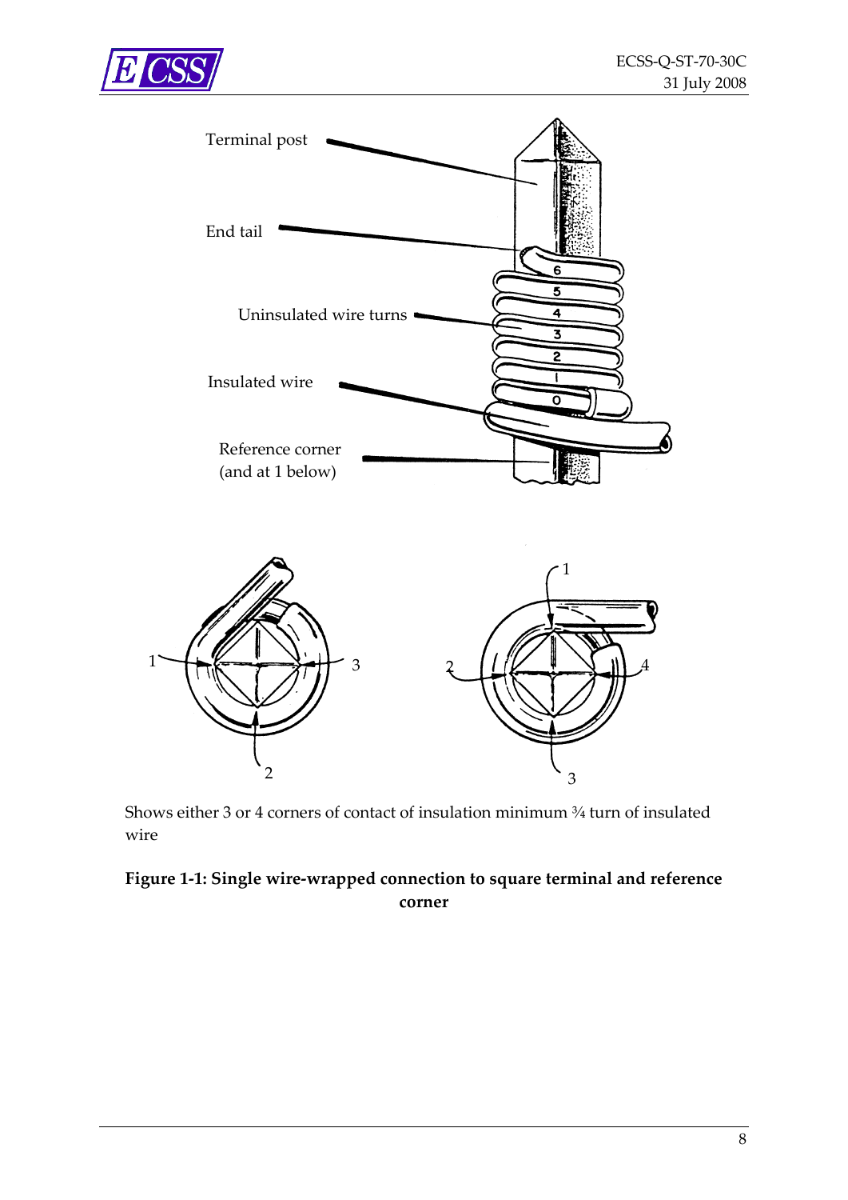Shows either 3 or 4 corners of contact of insulation minimum ¾ turn of insulated wire

**Figure 1-1: Single wire-wrapped connection to square terminal and reference corner**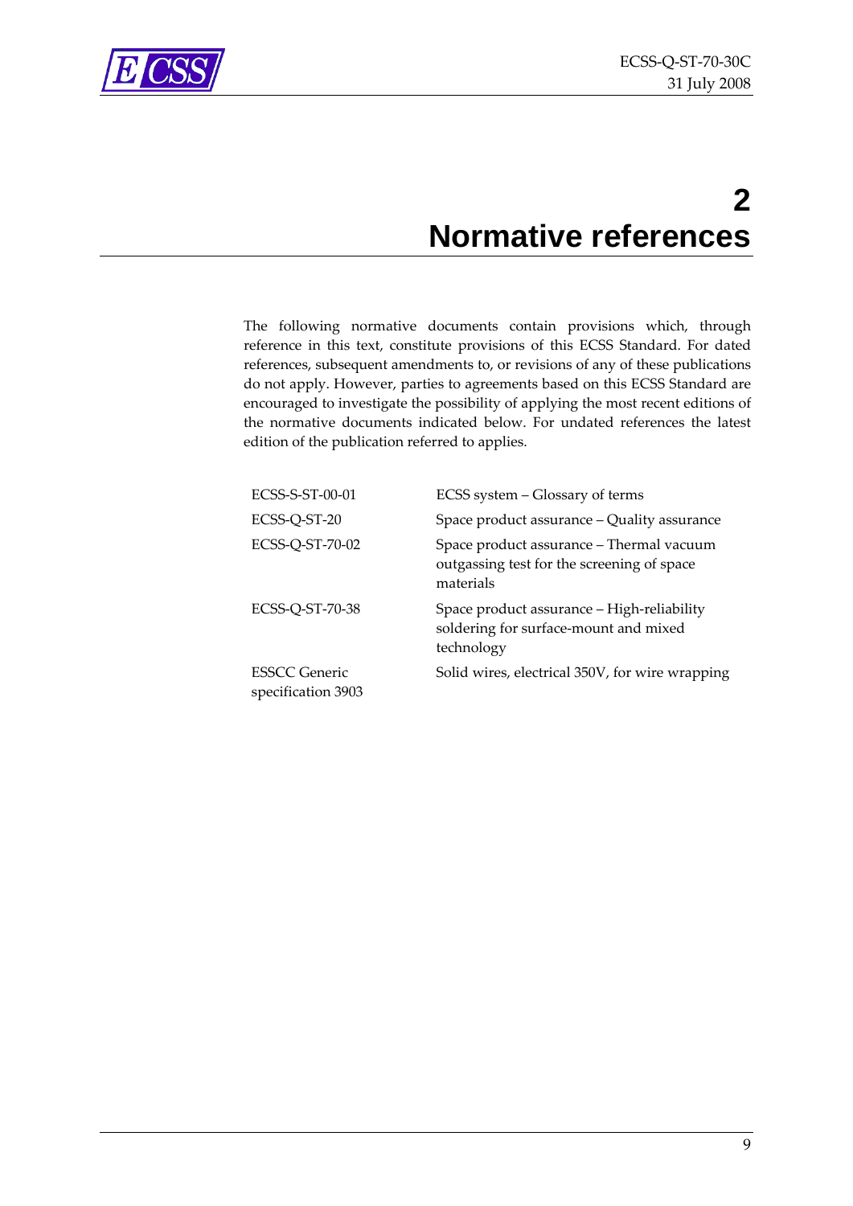# 2 Normative references

The following normative documents contain provisions which, through reference in this text, constitute provisions of this ECSS Standard. For dated references, subsequent amendments to, or revisions of any of these publications do not apply. However, parties to agreements based on this ECSS Standard are encouraged to investigate the possibility of applying the most recent editions of the normative documents indicated below. For undated references the latest edition of the publication referred to applies.

| | |
|---|---|
| ECSS-S-ST-00-01 | ECSS system – Glossary of terms |
| ECSS-Q-ST-20 | Space product assurance – Quality assurance |
| ECSS-Q-ST-70-02 | Space product assurance – Thermal vacuum outgassing test for the screening of space materials |
| ECSS-Q-ST-70-38 | Space product assurance – High-reliability soldering for surface-mount and mixed technology |
| ESSCC Generic specification 3903 | Solid wires, electrical 350V, for wire wrapping |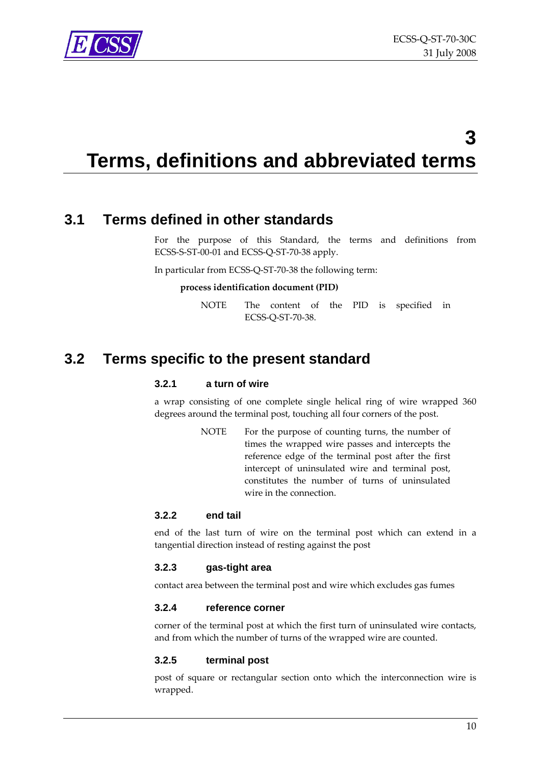# 3 Terms, definitions and abbreviated terms

## 3.1 Terms defined in other standards

For the purpose of this Standard, the terms and definitions from ECSS-S-ST-00-01 and ECSS-Q-ST-70-38 apply.

In particular from ECSS-Q-ST-70-38 the following term:

**process identification document (PID)**

NOTE The content of the PID is specified in ECSS-Q-ST-70-38.

## 3.2 Terms specific to the present standard

### 3.2.1 a turn of wire

a wrap consisting of one complete single helical ring of wire wrapped 360 degrees around the terminal post, touching all four corners of the post.

NOTE For the purpose of counting turns, the number of times the wrapped wire passes and intercepts the reference edge of the terminal post after the first intercept of uninsulated wire and terminal post, constitutes the number of turns of uninsulated wire in the connection.

### 3.2.2 end tail

end of the last turn of wire on the terminal post which can extend in a tangential direction instead of resting against the post

### 3.2.3 gas-tight area

contact area between the terminal post and wire which excludes gas fumes

### 3.2.4 reference corner

corner of the terminal post at which the first turn of uninsulated wire contacts, and from which the number of turns of the wrapped wire are counted.

### 3.2.5 terminal post

post of square or rectangular section onto which the interconnection wire is wrapped.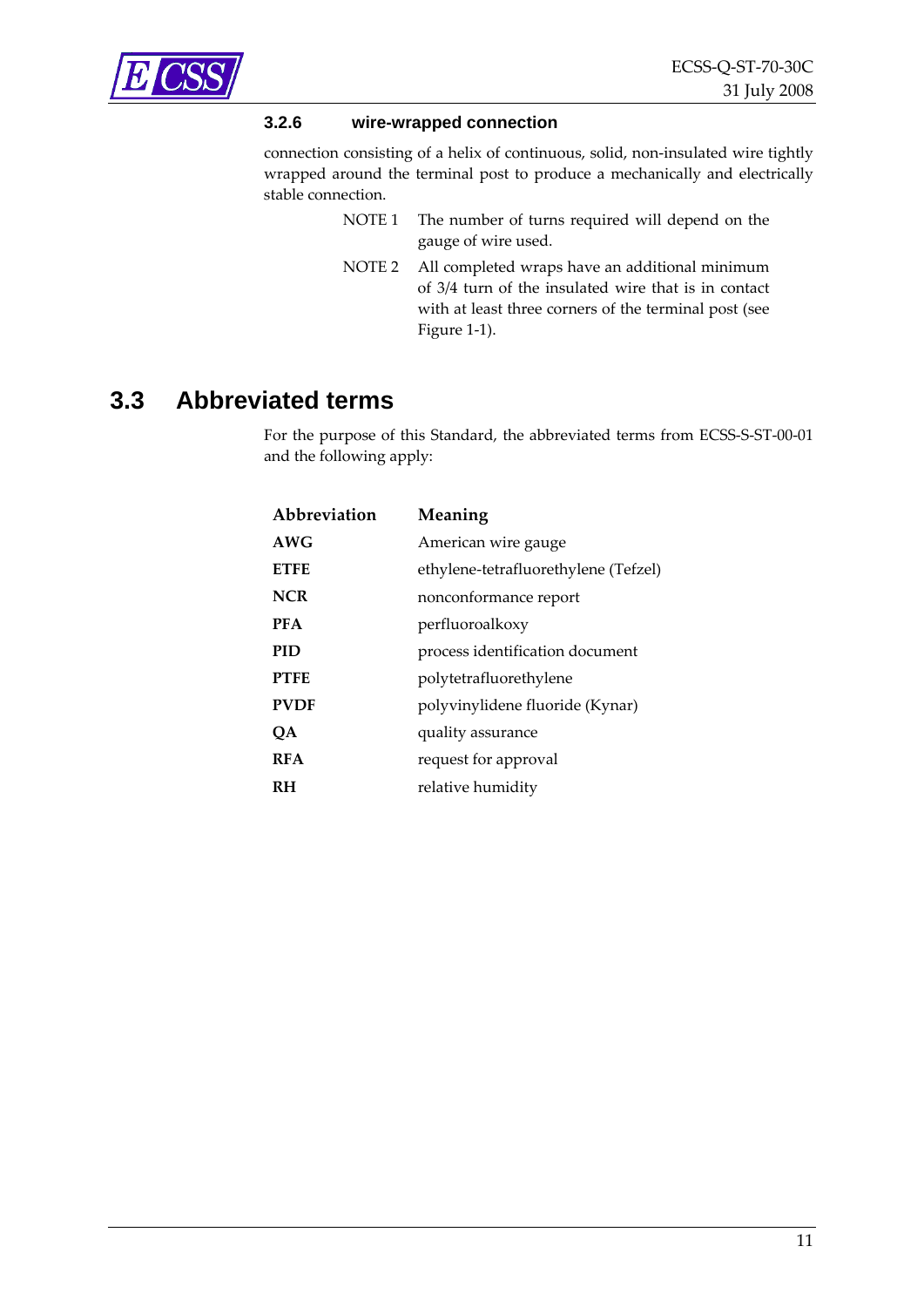### 3.2.6 wire-wrapped connection

connection consisting of a helix of continuous, solid, non-insulated wire tightly wrapped around the terminal post to produce a mechanically and electrically stable connection.

NOTE 1 The number of turns required will depend on the gauge of wire used.

NOTE 2 All completed wraps have an additional minimum of 3/4 turn of the insulated wire that is in contact with at least three corners of the terminal post (see Figure 1-1).

## 3.3 Abbreviated terms

For the purpose of this Standard, the abbreviated terms from ECSS-S-ST-00-01 and the following apply:

| Abbreviation | Meaning |
|---|---|
| **AWG** | American wire gauge |
| **ETFE** | ethylene-tetrafluorethylene (Tefzel) |
| **NCR** | nonconformance report |
| **PFA** | perfluoroalkoxy |
| **PID** | process identification document |
| **PTFE** | polytetrafluorethylene |
| **PVDF** | polyvinylidene fluoride (Kynar) |
| **QA** | quality assurance |
| **RFA** | request for approval |
| **RH** | relative humidity |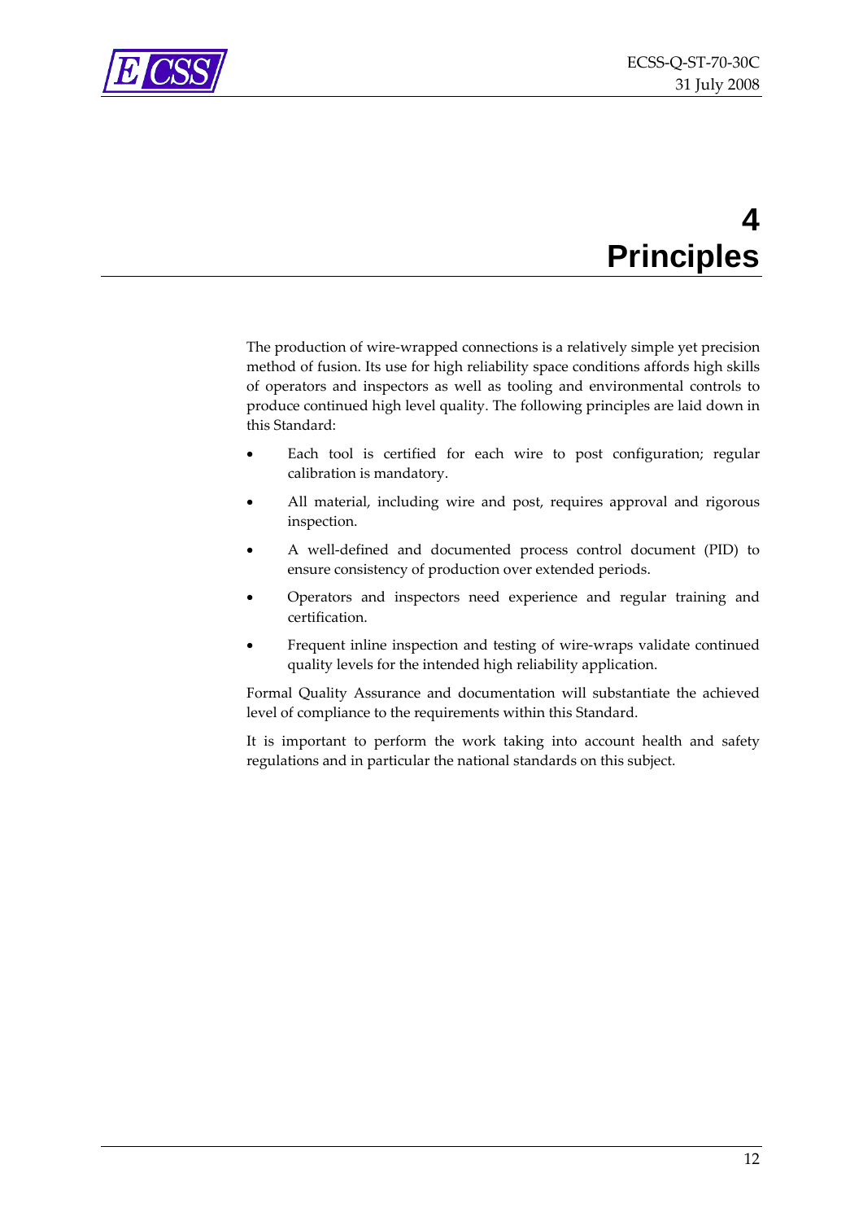# 4 Principles

The production of wire-wrapped connections is a relatively simple yet precision method of fusion. Its use for high reliability space conditions affords high skills of operators and inspectors as well as tooling and environmental controls to produce continued high level quality. The following principles are laid down in this Standard:

- Each tool is certified for each wire to post configuration; regular calibration is mandatory.
- All material, including wire and post, requires approval and rigorous inspection.
- A well-defined and documented process control document (PID) to ensure consistency of production over extended periods.
- Operators and inspectors need experience and regular training and certification.
- Frequent inline inspection and testing of wire-wraps validate continued quality levels for the intended high reliability application.

Formal Quality Assurance and documentation will substantiate the achieved level of compliance to the requirements within this Standard.

It is important to perform the work taking into account health and safety regulations and in particular the national standards on this subject.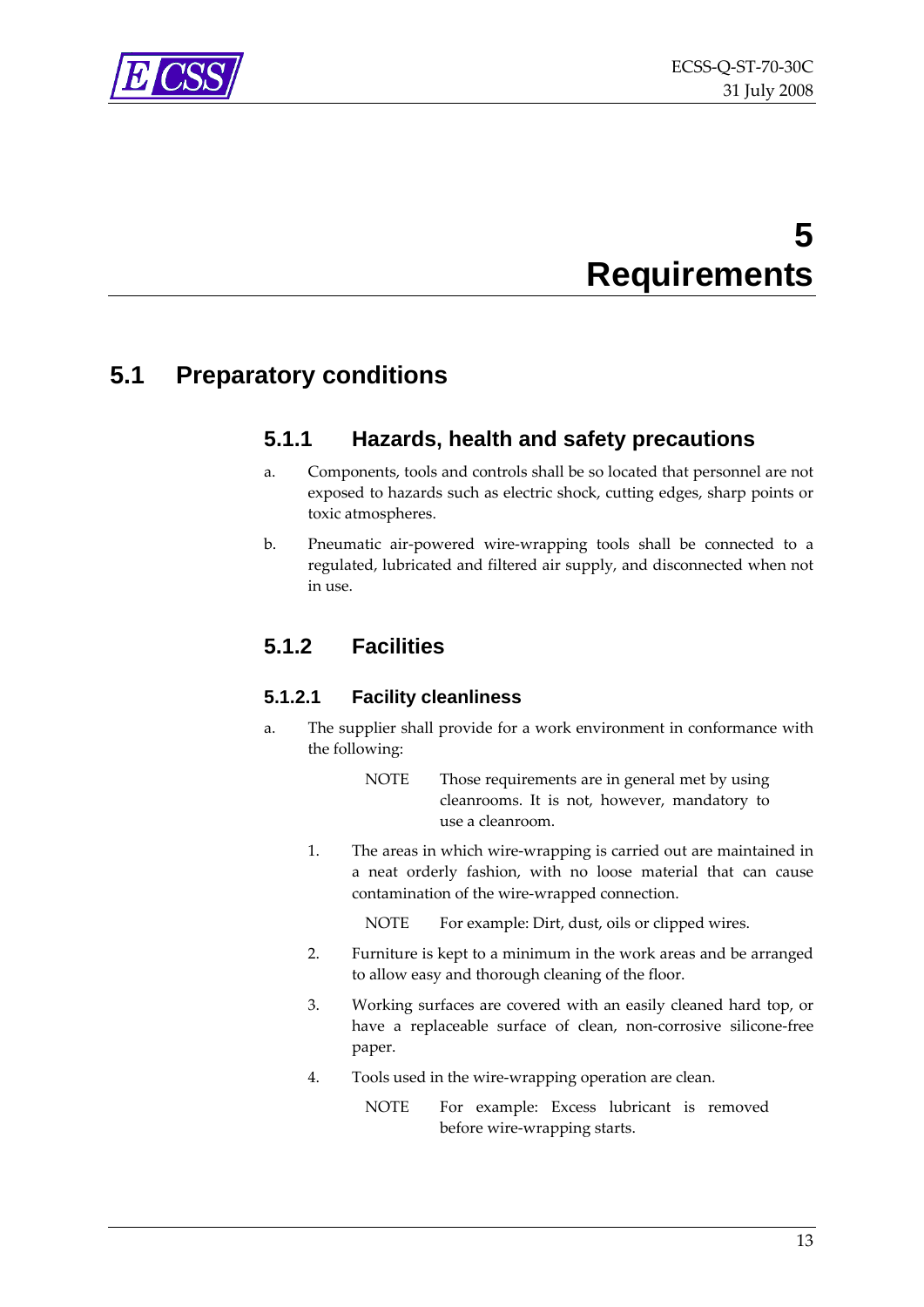# 5 Requirements

## 5.1 Preparatory conditions

### 5.1.1 Hazards, health and safety precautions

a. Components, tools and controls shall be so located that personnel are not exposed to hazards such as electric shock, cutting edges, sharp points or toxic atmospheres.

b. Pneumatic air-powered wire-wrapping tools shall be connected to a regulated, lubricated and filtered air supply, and disconnected when not in use.

### 5.1.2 Facilities

#### 5.1.2.1 Facility cleanliness

a. The supplier shall provide for a work environment in conformance with the following:

   NOTE Those requirements are in general met by using cleanrooms. It is not, however, mandatory to use a cleanroom.

   1. The areas in which wire-wrapping is carried out are maintained in a neat orderly fashion, with no loose material that can cause contamination of the wire-wrapped connection.

      NOTE For example: Dirt, dust, oils or clipped wires.

   2. Furniture is kept to a minimum in the work areas and be arranged to allow easy and thorough cleaning of the floor.

   3. Working surfaces are covered with an easily cleaned hard top, or have a replaceable surface of clean, non-corrosive silicone-free paper.

   4. Tools used in the wire-wrapping operation are clean.

      NOTE For example: Excess lubricant is removed before wire-wrapping starts.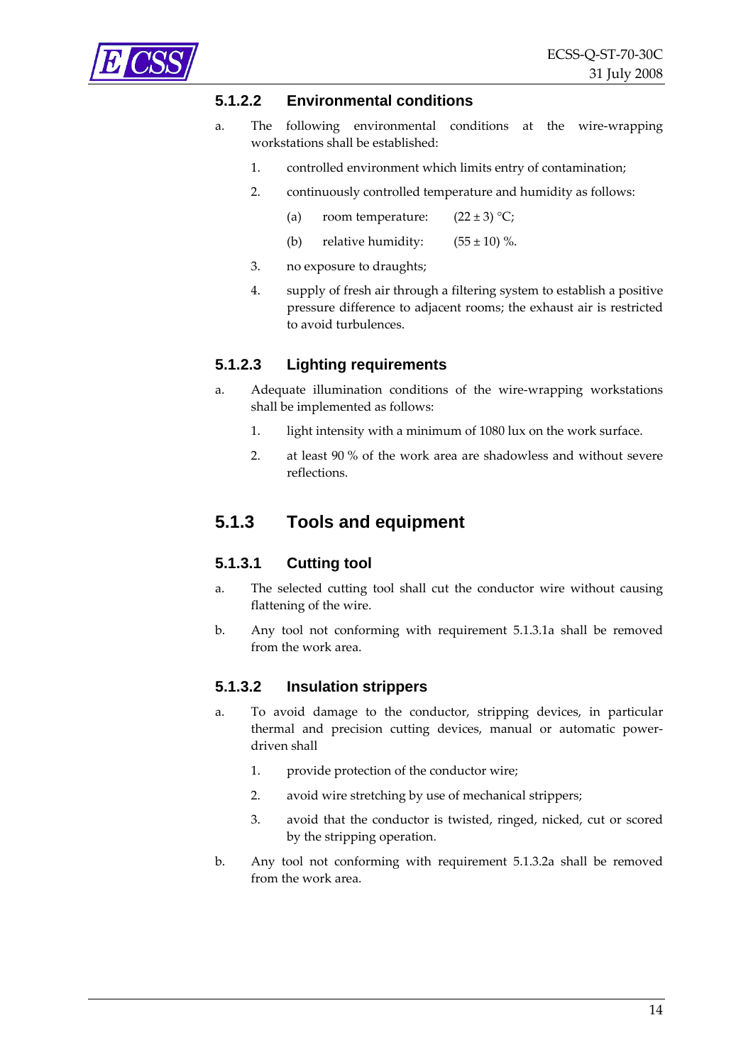#### 5.1.2.2 Environmental conditions

a. The following environmental conditions at the wire-wrapping workstations shall be established:

1. controlled environment which limits entry of contamination;
2. continuously controlled temperature and humidity as follows:
   (a) room temperature: $(22 \pm 3)$ °C;
   (b) relative humidity: $(55 \pm 10)$ %.
3. no exposure to draughts;
4. supply of fresh air through a filtering system to establish a positive pressure difference to adjacent rooms; the exhaust air is restricted to avoid turbulences.

#### 5.1.2.3 Lighting requirements

a. Adequate illumination conditions of the wire-wrapping workstations shall be implemented as follows:

1. light intensity with a minimum of 1080 lux on the work surface.
2. at least 90 % of the work area are shadowless and without severe reflections.

### 5.1.3 Tools and equipment

#### 5.1.3.1 Cutting tool

a. The selected cutting tool shall cut the conductor wire without causing flattening of the wire.

b. Any tool not conforming with requirement 5.1.3.1a shall be removed from the work area.

#### 5.1.3.2 Insulation strippers

a. To avoid damage to the conductor, stripping devices, in particular thermal and precision cutting devices, manual or automatic power-driven shall

1. provide protection of the conductor wire;
2. avoid wire stretching by use of mechanical strippers;
3. avoid that the conductor is twisted, ringed, nicked, cut or scored by the stripping operation.

b. Any tool not conforming with requirement 5.1.3.2a shall be removed from the work area.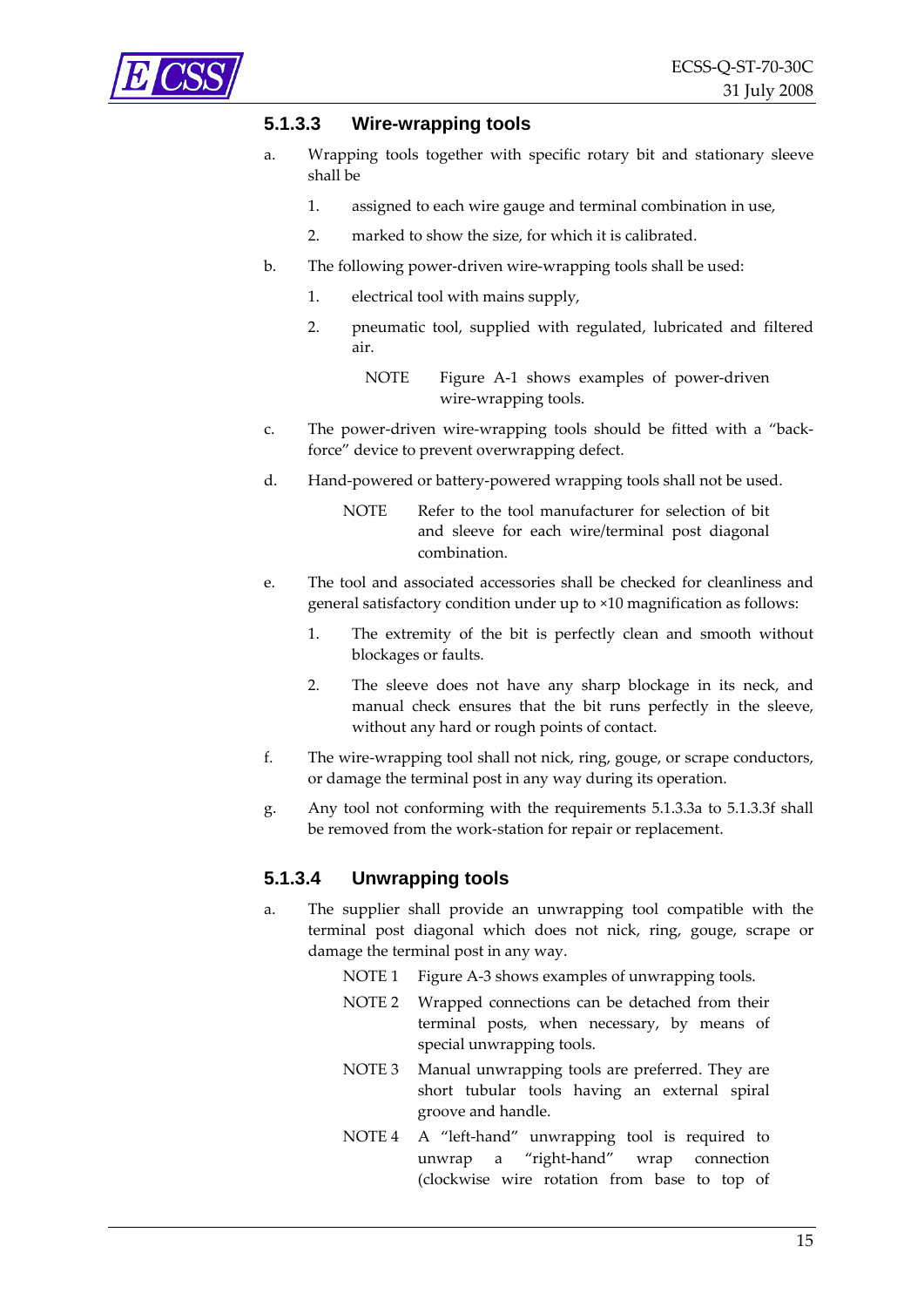#### 5.1.3.3 Wire-wrapping tools

a. Wrapping tools together with specific rotary bit and stationary sleeve shall be

   1. assigned to each wire gauge and terminal combination in use,

   2. marked to show the size, for which it is calibrated.

b. The following power-driven wire-wrapping tools shall be used:

   1. electrical tool with mains supply,

   2. pneumatic tool, supplied with regulated, lubricated and filtered air.

      NOTE Figure A-1 shows examples of power-driven wire-wrapping tools.

c. The power-driven wire-wrapping tools should be fitted with a "back-force" device to prevent overwrapping defect.

d. Hand-powered or battery-powered wrapping tools shall not be used.

   NOTE Refer to the tool manufacturer for selection of bit and sleeve for each wire/terminal post diagonal combination.

e. The tool and associated accessories shall be checked for cleanliness and general satisfactory condition under up to ×10 magnification as follows:

   1. The extremity of the bit is perfectly clean and smooth without blockages or faults.

   2. The sleeve does not have any sharp blockage in its neck, and manual check ensures that the bit runs perfectly in the sleeve, without any hard or rough points of contact.

f. The wire-wrapping tool shall not nick, ring, gouge, or scrape conductors, or damage the terminal post in any way during its operation.

g. Any tool not conforming with the requirements 5.1.3.3a to 5.1.3.3f shall be removed from the work-station for repair or replacement.

#### 5.1.3.4 Unwrapping tools

a. The supplier shall provide an unwrapping tool compatible with the terminal post diagonal which does not nick, ring, gouge, scrape or damage the terminal post in any way.

   NOTE 1 Figure A-3 shows examples of unwrapping tools.

   NOTE 2 Wrapped connections can be detached from their terminal posts, when necessary, by means of special unwrapping tools.

   NOTE 3 Manual unwrapping tools are preferred. They are short tubular tools having an external spiral groove and handle.

   NOTE 4 A "left-hand" unwrapping tool is required to unwrap a "right-hand" wrap connection (clockwise wire rotation from base to top of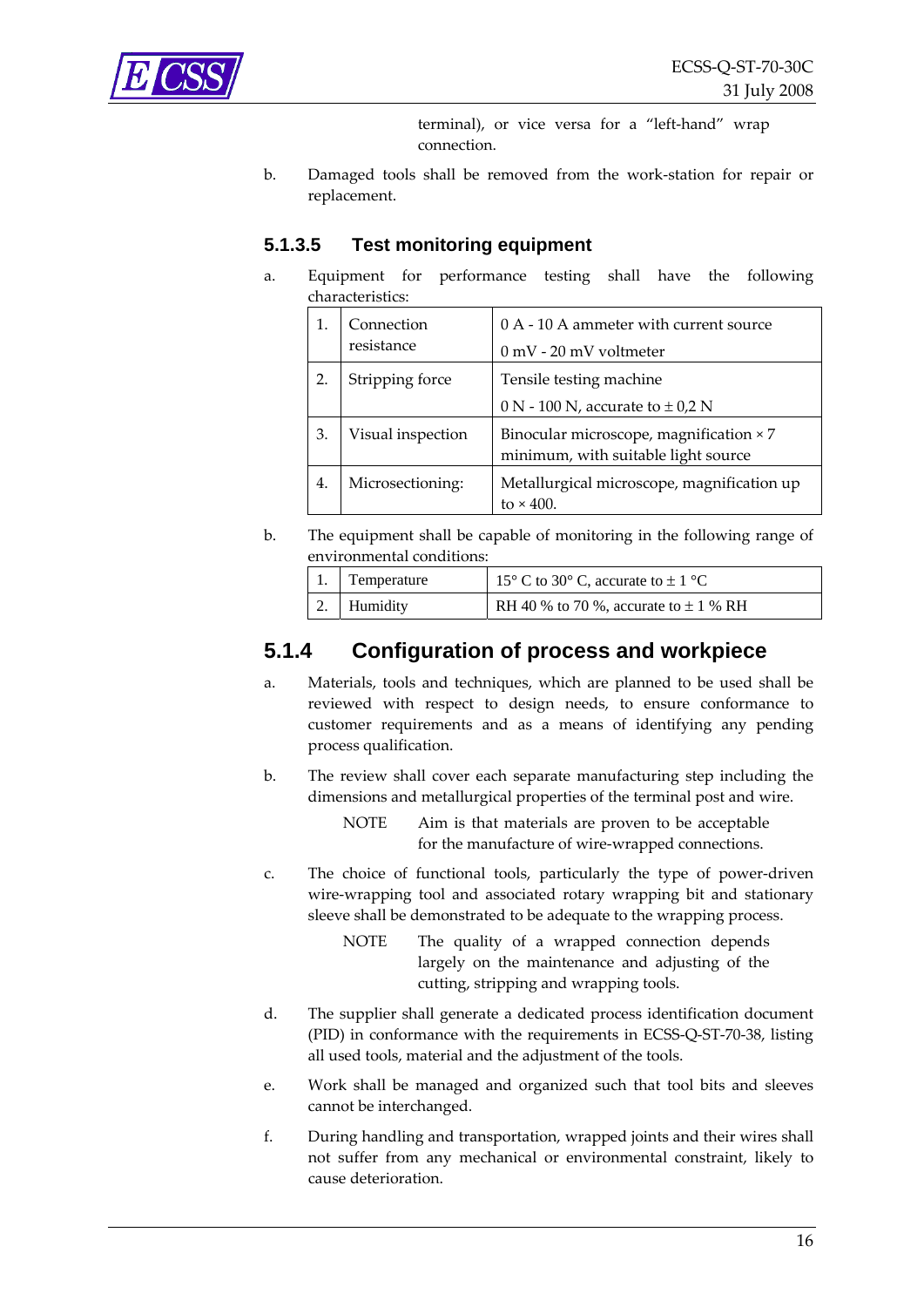terminal), or vice versa for a “left-hand” wrap connection.

b. Damaged tools shall be removed from the work-station for repair or replacement.

#### 5.1.3.5 Test monitoring equipment

a. Equipment for performance testing shall have the following characteristics:

| | | |
|---|---|---|
| 1. | Connection resistance | 0 A - 10 A ammeter with current source<br>0 mV - 20 mV voltmeter |
| 2. | Stripping force | Tensile testing machine<br>0 N - 100 N, accurate to ± 0,2 N |
| 3. | Visual inspection | Binocular microscope, magnification × 7 minimum, with suitable light source |
| 4. | Microsectioning: | Metallurgical microscope, magnification up to × 400. |

b. The equipment shall be capable of monitoring in the following range of environmental conditions:

| | | |
|---|---|---|
| 1. | Temperature | 15° C to 30° C, accurate to ± 1 °C |
| 2. | Humidity | RH 40 % to 70 %, accurate to ± 1 % RH |

### 5.1.4 Configuration of process and workpiece

a. Materials, tools and techniques, which are planned to be used shall be reviewed with respect to design needs, to ensure conformance to customer requirements and as a means of identifying any pending process qualification.

b. The review shall cover each separate manufacturing step including the dimensions and metallurgical properties of the terminal post and wire.

NOTE Aim is that materials are proven to be acceptable for the manufacture of wire-wrapped connections.

c. The choice of functional tools, particularly the type of power-driven wire-wrapping tool and associated rotary wrapping bit and stationary sleeve shall be demonstrated to be adequate to the wrapping process.

NOTE The quality of a wrapped connection depends largely on the maintenance and adjusting of the cutting, stripping and wrapping tools.

d. The supplier shall generate a dedicated process identification document (PID) in conformance with the requirements in ECSS-Q-ST-70-38, listing all used tools, material and the adjustment of the tools.

e. Work shall be managed and organized such that tool bits and sleeves cannot be interchanged.

f. During handling and transportation, wrapped joints and their wires shall not suffer from any mechanical or environmental constraint, likely to cause deterioration.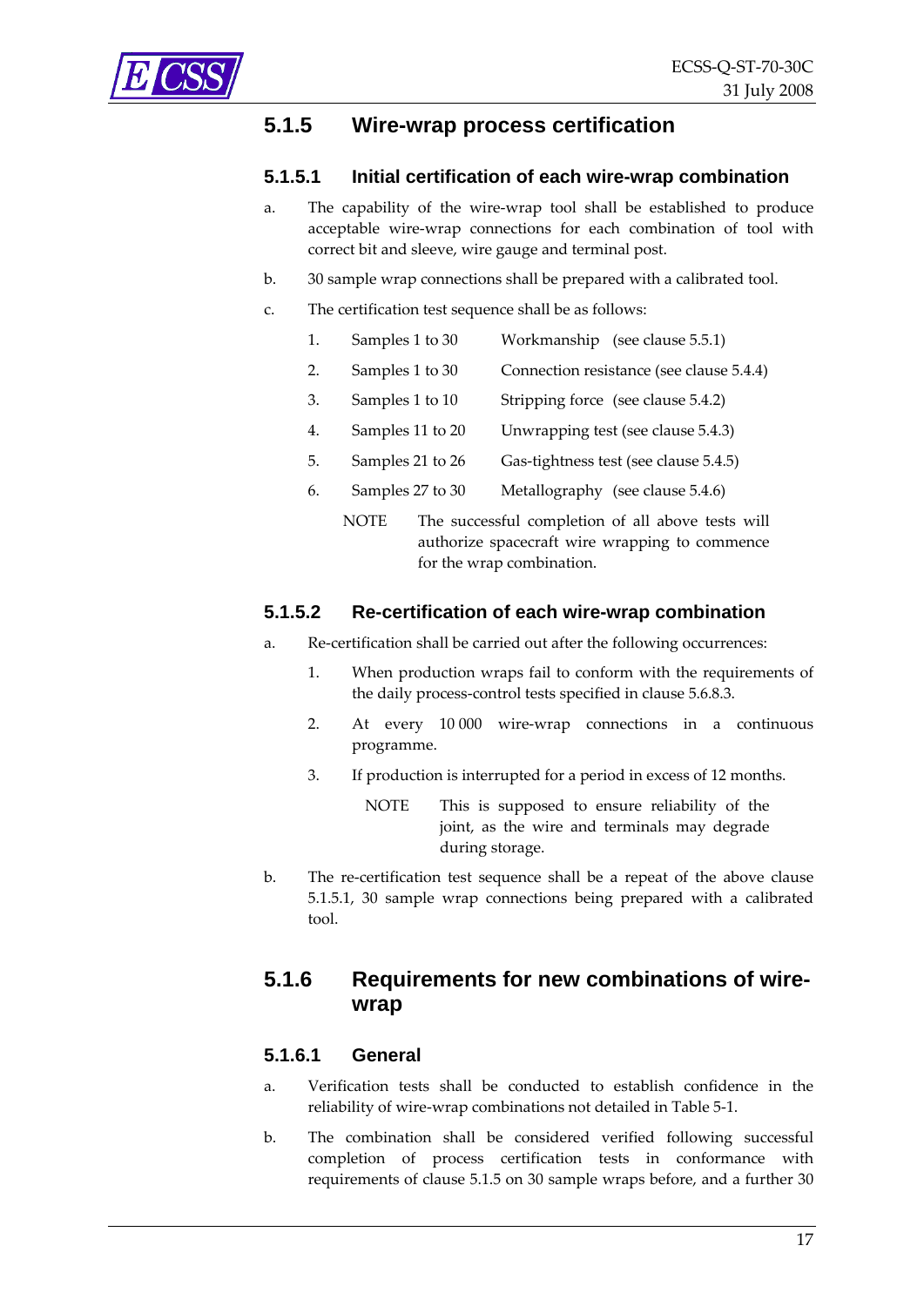### 5.1.5 Wire-wrap process certification

#### 5.1.5.1 Initial certification of each wire-wrap combination

a. The capability of the wire-wrap tool shall be established to produce acceptable wire-wrap connections for each combination of tool with correct bit and sleeve, wire gauge and terminal post.

b. 30 sample wrap connections shall be prepared with a calibrated tool.

c. The certification test sequence shall be as follows:

1. Samples 1 to 30 — Workmanship (see clause 5.5.1)
2. Samples 1 to 30 — Connection resistance (see clause 5.4.4)
3. Samples 1 to 10 — Stripping force (see clause 5.4.2)
4. Samples 11 to 20 — Unwrapping test (see clause 5.4.3)
5. Samples 21 to 26 — Gas-tightness test (see clause 5.4.5)
6. Samples 27 to 30 — Metallography (see clause 5.4.6)

NOTE The successful completion of all above tests will authorize spacecraft wire wrapping to commence for the wrap combination.

#### 5.1.5.2 Re-certification of each wire-wrap combination

a. Re-certification shall be carried out after the following occurrences:

1. When production wraps fail to conform with the requirements of the daily process-control tests specified in clause 5.6.8.3.
2. At every 10 000 wire-wrap connections in a continuous programme.
3. If production is interrupted for a period in excess of 12 months.

   NOTE This is supposed to ensure reliability of the joint, as the wire and terminals may degrade during storage.

b. The re-certification test sequence shall be a repeat of the above clause 5.1.5.1, 30 sample wrap connections being prepared with a calibrated tool.

### 5.1.6 Requirements for new combinations of wire-wrap

#### 5.1.6.1 General

a. Verification tests shall be conducted to establish confidence in the reliability of wire-wrap combinations not detailed in Table 5-1.

b. The combination shall be considered verified following successful completion of process certification tests in conformance with requirements of clause 5.1.5 on 30 sample wraps before, and a further 30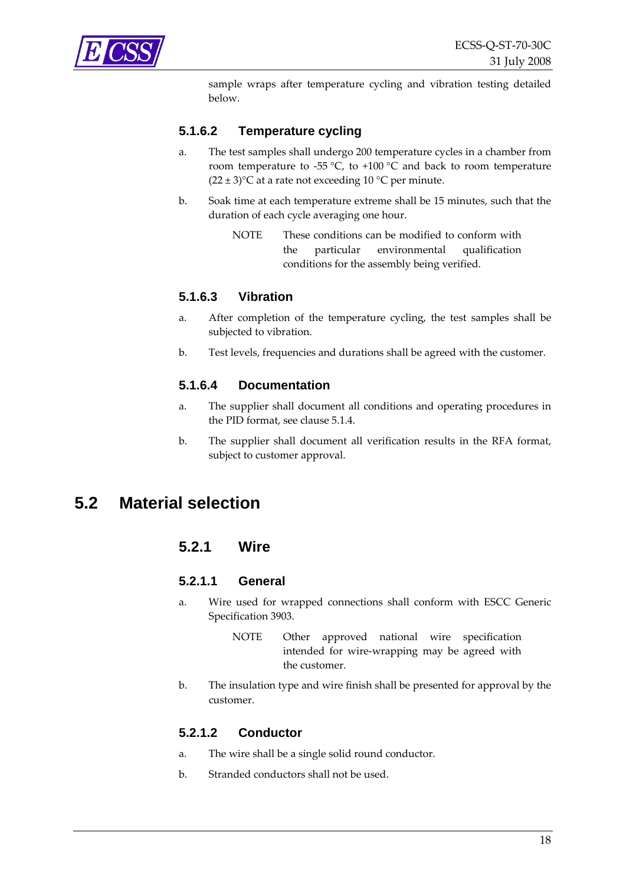sample wraps after temperature cycling and vibration testing detailed below.

#### 5.1.6.2 Temperature cycling

a. The test samples shall undergo 200 temperature cycles in a chamber from room temperature to -55 °C, to +100 °C and back to room temperature (22 ± 3)°C at a rate not exceeding 10 °C per minute.

b. Soak time at each temperature extreme shall be 15 minutes, such that the duration of each cycle averaging one hour.

> NOTE These conditions can be modified to conform with the particular environmental qualification conditions for the assembly being verified.

#### 5.1.6.3 Vibration

a. After completion of the temperature cycling, the test samples shall be subjected to vibration.

b. Test levels, frequencies and durations shall be agreed with the customer.

#### 5.1.6.4 Documentation

a. The supplier shall document all conditions and operating procedures in the PID format, see clause 5.1.4.

b. The supplier shall document all verification results in the RFA format, subject to customer approval.

## 5.2 Material selection

### 5.2.1 Wire

#### 5.2.1.1 General

a. Wire used for wrapped connections shall conform with ESCC Generic Specification 3903.

> NOTE Other approved national wire specification intended for wire-wrapping may be agreed with the customer.

b. The insulation type and wire finish shall be presented for approval by the customer.

#### 5.2.1.2 Conductor

a. The wire shall be a single solid round conductor.

b. Stranded conductors shall not be used.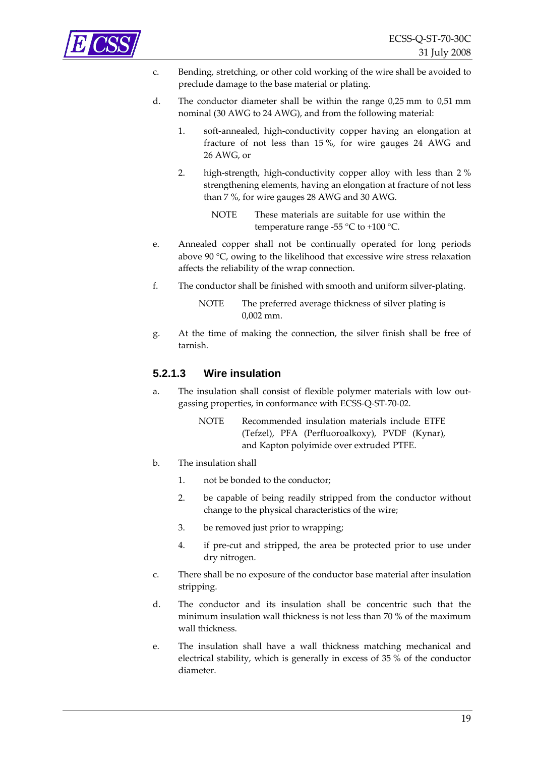c. Bending, stretching, or other cold working of the wire shall be avoided to preclude damage to the base material or plating.

d. The conductor diameter shall be within the range 0,25 mm to 0,51 mm nominal (30 AWG to 24 AWG), and from the following material:

   1. soft-annealed, high-conductivity copper having an elongation at fracture of not less than 15 %, for wire gauges 24 AWG and 26 AWG, or

   2. high-strength, high-conductivity copper alloy with less than 2 % strengthening elements, having an elongation at fracture of not less than 7 %, for wire gauges 28 AWG and 30 AWG.

      NOTE These materials are suitable for use within the temperature range -55 °C to +100 °C.

e. Annealed copper shall not be continually operated for long periods above 90 °C, owing to the likelihood that excessive wire stress relaxation affects the reliability of the wrap connection.

f. The conductor shall be finished with smooth and uniform silver-plating.

   NOTE The preferred average thickness of silver plating is 0,002 mm.

g. At the time of making the connection, the silver finish shall be free of tarnish.

### 5.2.1.3 Wire insulation

a. The insulation shall consist of flexible polymer materials with low out-gassing properties, in conformance with ECSS-Q-ST-70-02.

   NOTE Recommended insulation materials include ETFE (Tefzel), PFA (Perfluoroalkoxy), PVDF (Kynar), and Kapton polyimide over extruded PTFE.

b. The insulation shall

   1. not be bonded to the conductor;

   2. be capable of being readily stripped from the conductor without change to the physical characteristics of the wire;

   3. be removed just prior to wrapping;

   4. if pre-cut and stripped, the area be protected prior to use under dry nitrogen.

c. There shall be no exposure of the conductor base material after insulation stripping.

d. The conductor and its insulation shall be concentric such that the minimum insulation wall thickness is not less than 70 % of the maximum wall thickness.

e. The insulation shall have a wall thickness matching mechanical and electrical stability, which is generally in excess of 35 % of the conductor diameter.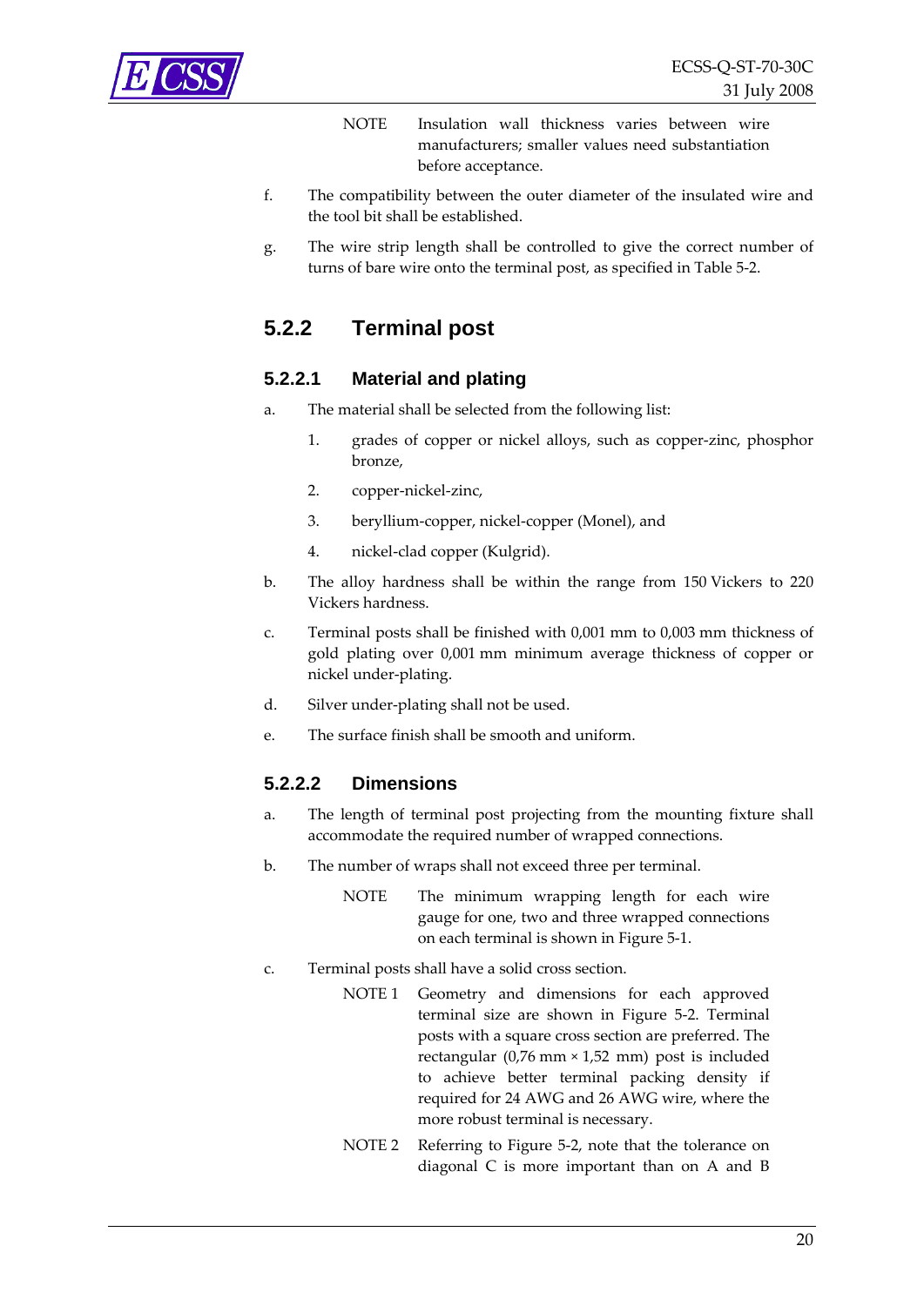NOTE Insulation wall thickness varies between wire manufacturers; smaller values need substantiation before acceptance.

f. The compatibility between the outer diameter of the insulated wire and the tool bit shall be established.

g. The wire strip length shall be controlled to give the correct number of turns of bare wire onto the terminal post, as specified in Table 5-2.

## 5.2.2 Terminal post

### 5.2.2.1 Material and plating

a. The material shall be selected from the following list:

1. grades of copper or nickel alloys, such as copper-zinc, phosphor bronze,
2. copper-nickel-zinc,
3. beryllium-copper, nickel-copper (Monel), and
4. nickel-clad copper (Kulgrid).

b. The alloy hardness shall be within the range from 150 Vickers to 220 Vickers hardness.

c. Terminal posts shall be finished with 0,001 mm to 0,003 mm thickness of gold plating over 0,001 mm minimum average thickness of copper or nickel under-plating.

d. Silver under-plating shall not be used.

e. The surface finish shall be smooth and uniform.

### 5.2.2.2 Dimensions

a. The length of terminal post projecting from the mounting fixture shall accommodate the required number of wrapped connections.

b. The number of wraps shall not exceed three per terminal.

NOTE The minimum wrapping length for each wire gauge for one, two and three wrapped connections on each terminal is shown in Figure 5-1.

c. Terminal posts shall have a solid cross section.

NOTE 1 Geometry and dimensions for each approved terminal size are shown in Figure 5-2. Terminal posts with a square cross section are preferred. The rectangular (0,76 mm × 1,52 mm) post is included to achieve better terminal packing density if required for 24 AWG and 26 AWG wire, where the more robust terminal is necessary.

NOTE 2 Referring to Figure 5-2, note that the tolerance on diagonal C is more important than on A and B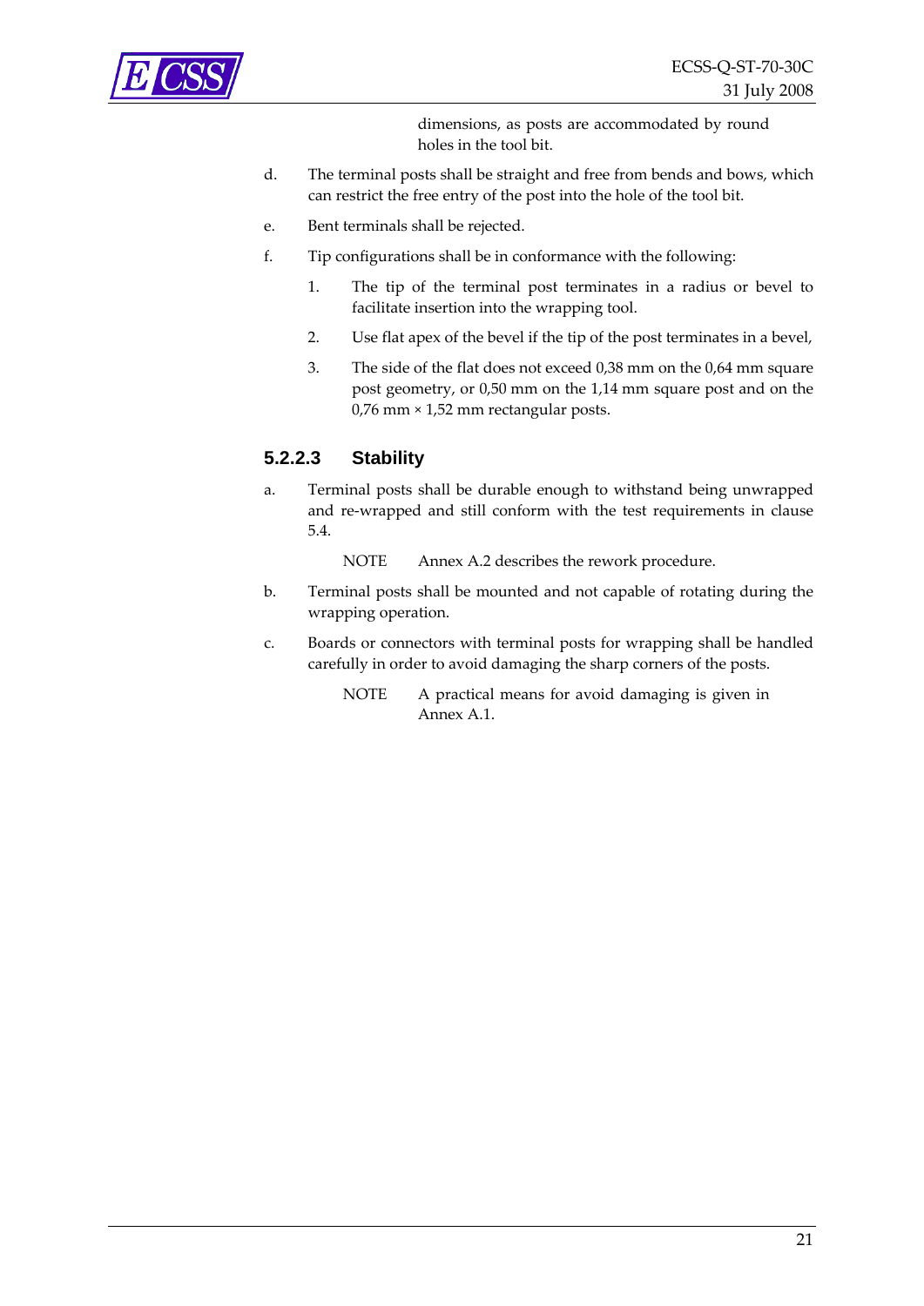dimensions, as posts are accommodated by round holes in the tool bit.

d. The terminal posts shall be straight and free from bends and bows, which can restrict the free entry of the post into the hole of the tool bit.

e. Bent terminals shall be rejected.

f. Tip configurations shall be in conformance with the following:

   1. The tip of the terminal post terminates in a radius or bevel to facilitate insertion into the wrapping tool.

   2. Use flat apex of the bevel if the tip of the post terminates in a bevel,

   3. The side of the flat does not exceed 0,38 mm on the 0,64 mm square post geometry, or 0,50 mm on the 1,14 mm square post and on the 0,76 mm × 1,52 mm rectangular posts.

#### 5.2.2.3 Stability

a. Terminal posts shall be durable enough to withstand being unwrapped and re-wrapped and still conform with the test requirements in clause 5.4.

   NOTE Annex A.2 describes the rework procedure.

b. Terminal posts shall be mounted and not capable of rotating during the wrapping operation.

c. Boards or connectors with terminal posts for wrapping shall be handled carefully in order to avoid damaging the sharp corners of the posts.

   NOTE A practical means for avoid damaging is given in Annex A.1.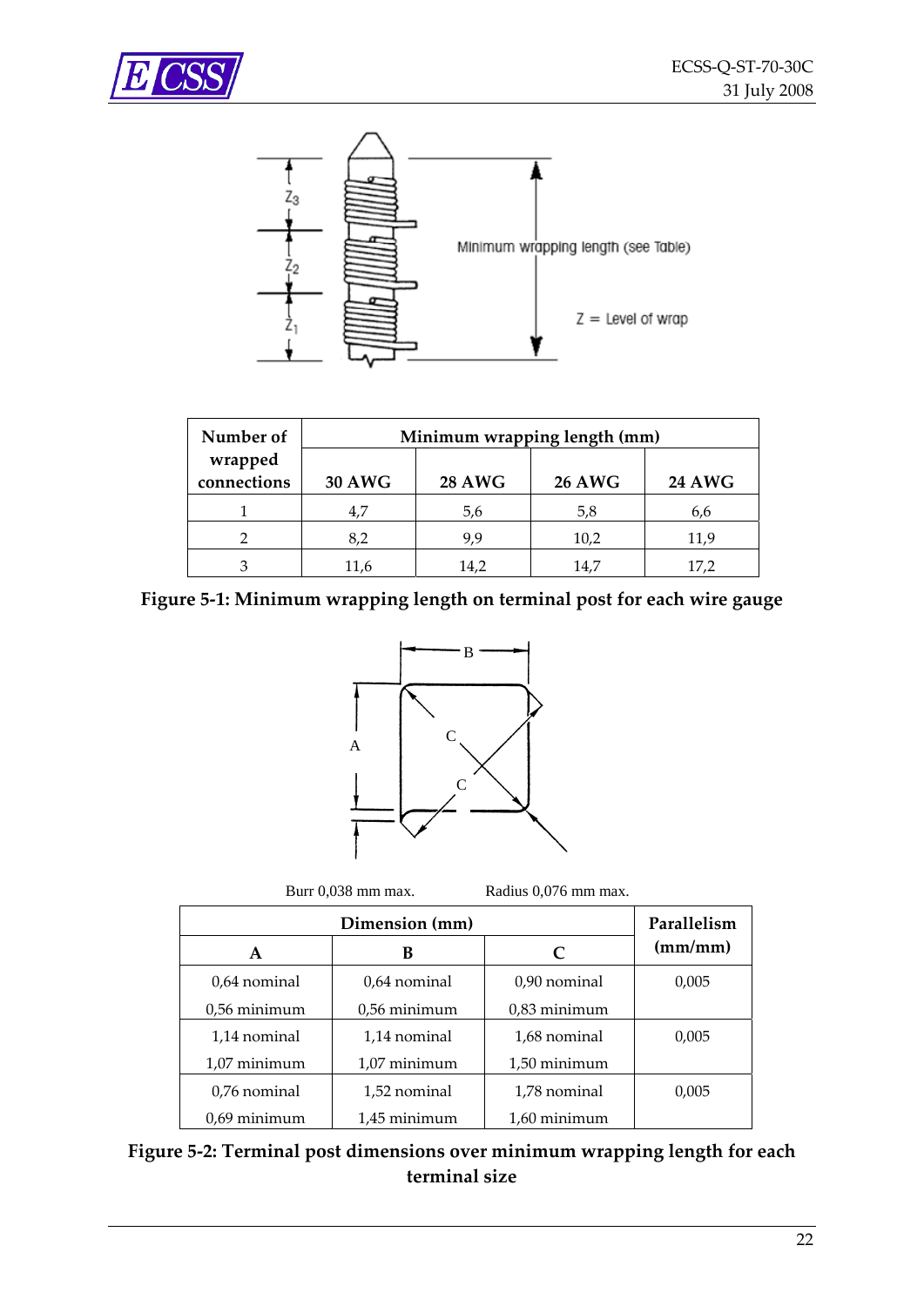| Number of wrapped connections | Minimum wrapping length (mm) | | | |
|---|---|---|---|---|
| | 30 AWG | 28 AWG | 26 AWG | 24 AWG |
| 1 | 4,7 | 5,6 | 5,8 | 6,6 |
| 2 | 8,2 | 9,9 | 10,2 | 11,9 |
| 3 | 11,6 | 14,2 | 14,7 | 17,2 |

**Figure 5-1: Minimum wrapping length on terminal post for each wire gauge**

Burr 0,038 mm max. Radius 0,076 mm max.

| Dimension (mm) | | | Parallelism (mm/mm) |
|---|---|---|---|
| A | B | C | |
| 0,64 nominal<br>0,56 minimum | 0,64 nominal<br>0,56 minimum | 0,90 nominal<br>0,83 minimum | 0,005 |
| 1,14 nominal<br>1,07 minimum | 1,14 nominal<br>1,07 minimum | 1,68 nominal<br>1,50 minimum | 0,005 |
| 0,76 nominal<br>0,69 minimum | 1,52 nominal<br>1,45 minimum | 1,78 nominal<br>1,60 minimum | 0,005 |

**Figure 5-2: Terminal post dimensions over minimum wrapping length for each terminal size**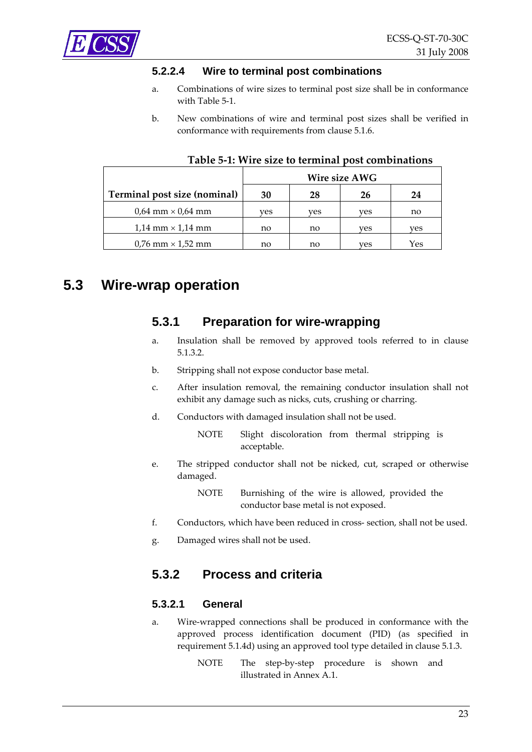#### 5.2.2.4 Wire to terminal post combinations

a. Combinations of wire sizes to terminal post size shall be in conformance with Table 5-1.

b. New combinations of wire and terminal post sizes shall be verified in conformance with requirements from clause 5.1.6.

**Table 5-1: Wire size to terminal post combinations**

| Terminal post size (nominal) | Wire size AWG | | | |
|---|---|---|---|---|
| | **30** | **28** | **26** | **24** |
| 0,64 mm × 0,64 mm | yes | yes | yes | no |
| 1,14 mm × 1,14 mm | no | no | yes | yes |
| 0,76 mm × 1,52 mm | no | no | yes | Yes |

## 5.3 Wire-wrap operation

### 5.3.1 Preparation for wire-wrapping

a. Insulation shall be removed by approved tools referred to in clause 5.1.3.2.

b. Stripping shall not expose conductor base metal.

c. After insulation removal, the remaining conductor insulation shall not exhibit any damage such as nicks, cuts, crushing or charring.

d. Conductors with damaged insulation shall not be used.

NOTE Slight discoloration from thermal stripping is acceptable.

e. The stripped conductor shall not be nicked, cut, scraped or otherwise damaged.

NOTE Burnishing of the wire is allowed, provided the conductor base metal is not exposed.

f. Conductors, which have been reduced in cross- section, shall not be used.

g. Damaged wires shall not be used.

### 5.3.2 Process and criteria

#### 5.3.2.1 General

a. Wire-wrapped connections shall be produced in conformance with the approved process identification document (PID) (as specified in requirement 5.1.4d) using an approved tool type detailed in clause 5.1.3.

NOTE The step-by-step procedure is shown and illustrated in Annex A.1.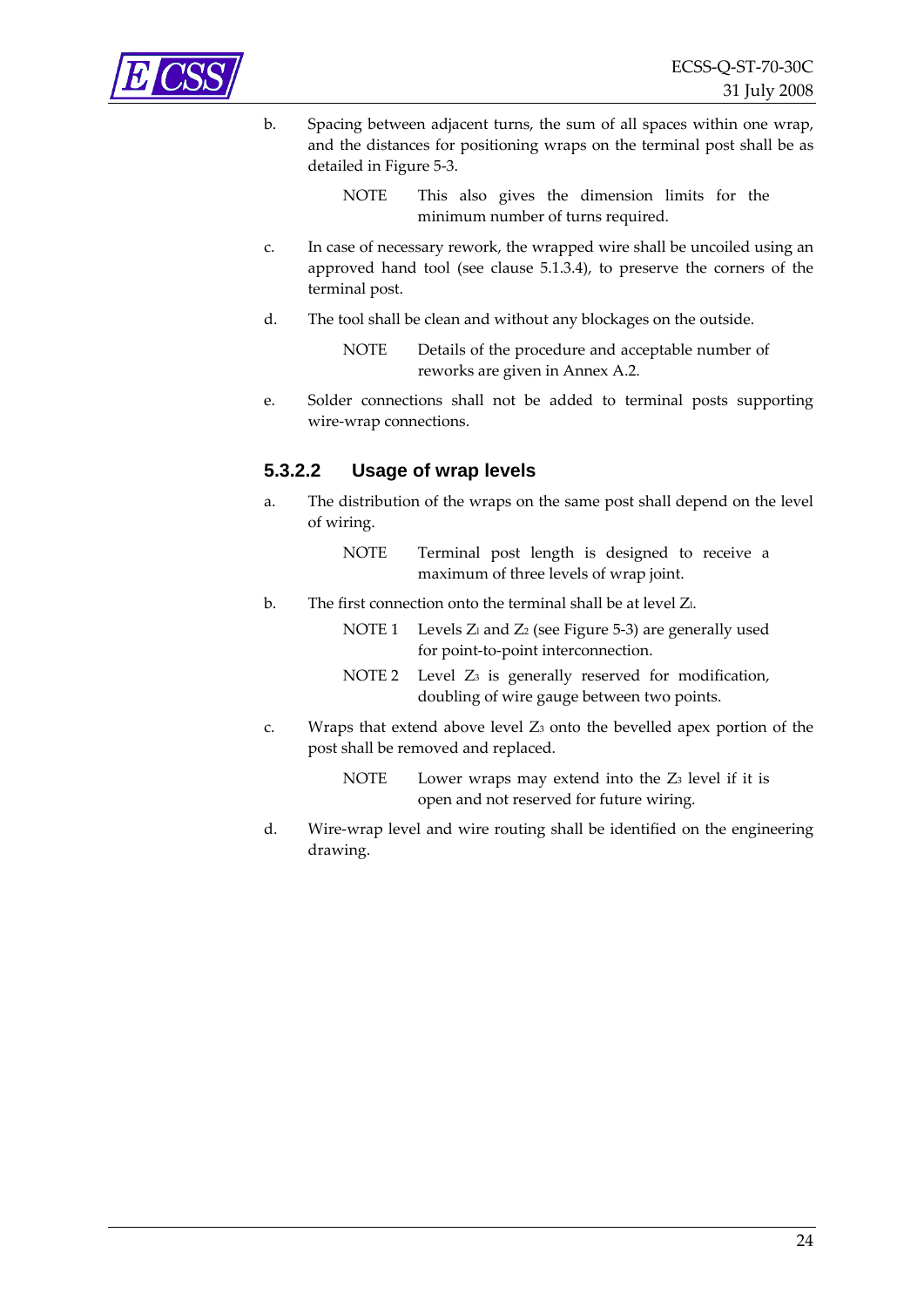b. Spacing between adjacent turns, the sum of all spaces within one wrap, and the distances for positioning wraps on the terminal post shall be as detailed in Figure 5-3.

   NOTE This also gives the dimension limits for the minimum number of turns required.

c. In case of necessary rework, the wrapped wire shall be uncoiled using an approved hand tool (see clause 5.1.3.4), to preserve the corners of the terminal post.

d. The tool shall be clean and without any blockages on the outside.

   NOTE Details of the procedure and acceptable number of reworks are given in Annex A.2.

e. Solder connections shall not be added to terminal posts supporting wire-wrap connections.

#### 5.3.2.2 Usage of wrap levels

a. The distribution of the wraps on the same post shall depend on the level of wiring.

   NOTE Terminal post length is designed to receive a maximum of three levels of wrap joint.

b. The first connection onto the terminal shall be at level $Z_1$.

   NOTE 1 Levels $Z_1$ and $Z_2$ (see Figure 5-3) are generally used for point-to-point interconnection.

   NOTE 2 Level $Z_3$ is generally reserved for modification, doubling of wire gauge between two points.

c. Wraps that extend above level $Z_3$ onto the bevelled apex portion of the post shall be removed and replaced.

   NOTE Lower wraps may extend into the $Z_3$ level if it is open and not reserved for future wiring.

d. Wire-wrap level and wire routing shall be identified on the engineering drawing.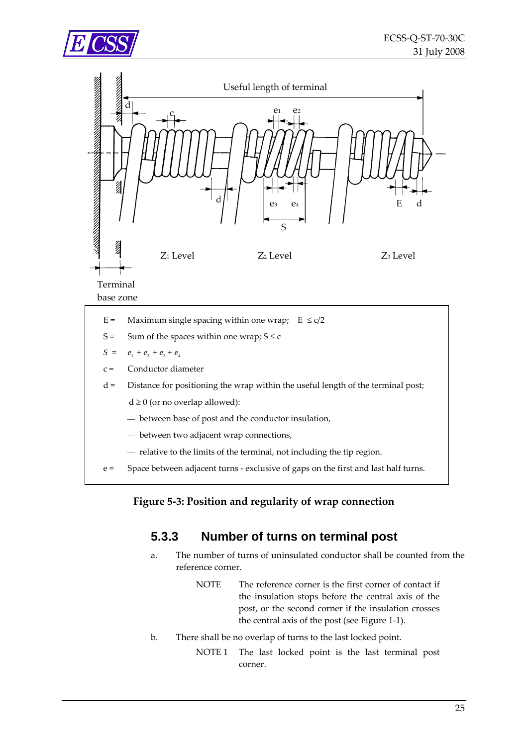E = Maximum single spacing within one wrap; $E \leq c/2$

S = Sum of the spaces within one wrap; $S \leq c$

$S = e_1 + e_2 + e_3 + e_4$

c = Conductor diameter

d = Distance for positioning the wrap within the useful length of the terminal post;

$d \geq 0$ (or no overlap allowed):

- between base of post and the conductor insulation,
- between two adjacent wrap connections,
- relative to the limits of the terminal, not including the tip region.

e = Space between adjacent turns - exclusive of gaps on the first and last half turns.

**Figure 5-3: Position and regularity of wrap connection**

### 5.3.3 Number of turns on terminal post

a. The number of turns of uninsulated conductor shall be counted from the reference corner.

NOTE The reference corner is the first corner of contact if the insulation stops before the central axis of the post, or the second corner if the insulation crosses the central axis of the post (see Figure 1-1).

b. There shall be no overlap of turns to the last locked point.

NOTE 1 The last locked point is the last terminal post corner.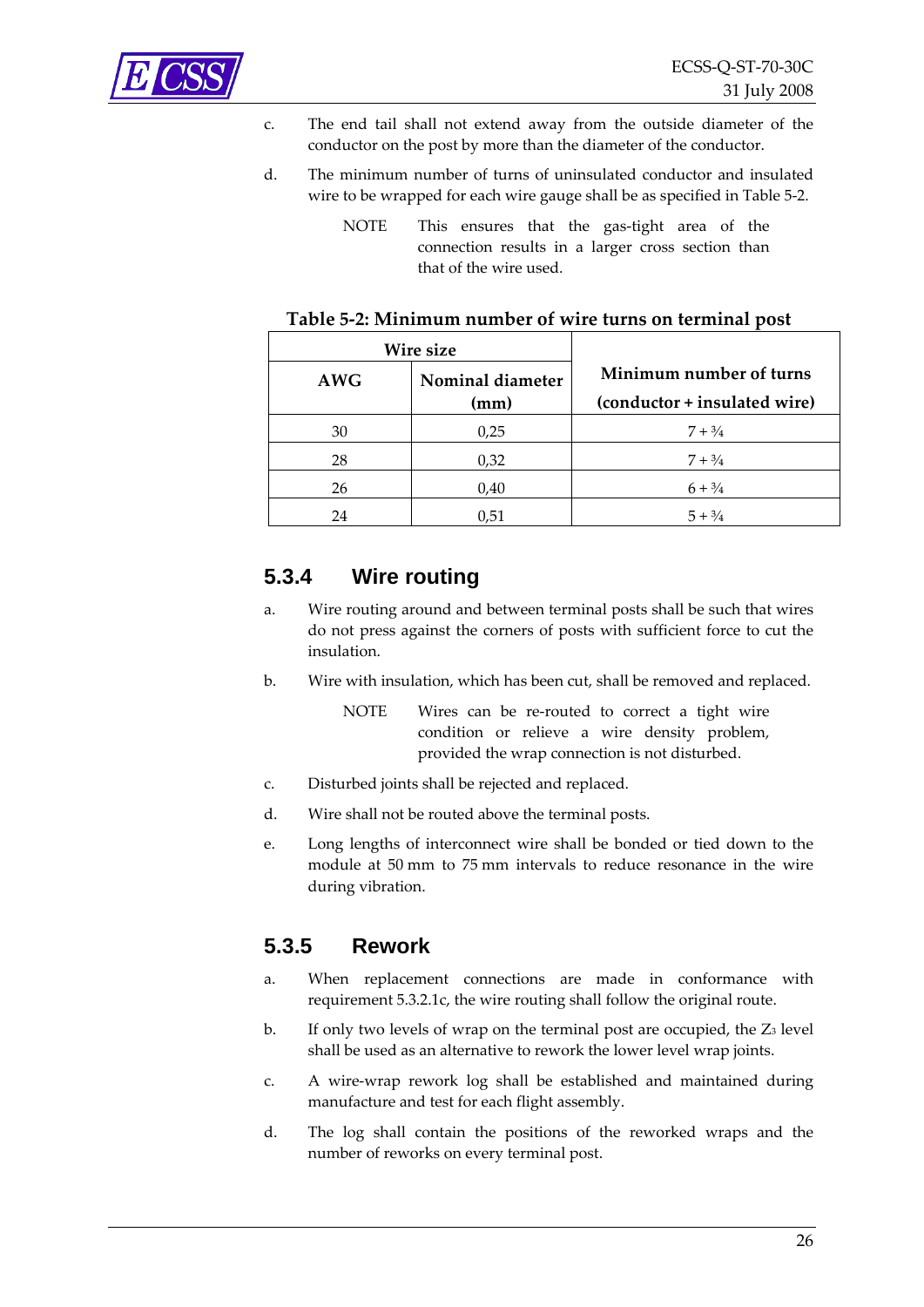c. The end tail shall not extend away from the outside diameter of the conductor on the post by more than the diameter of the conductor.

d. The minimum number of turns of uninsulated conductor and insulated wire to be wrapped for each wire gauge shall be as specified in Table 5-2.

NOTE This ensures that the gas-tight area of the connection results in a larger cross section than that of the wire used.

**Table 5-2: Minimum number of wire turns on terminal post**

| Wire size | | Minimum number of turns (conductor + insulated wire) |
|---|---|---|
| AWG | Nominal diameter (mm) | |
| 30 | 0,25 | 7 + ¾ |
| 28 | 0,32 | 7 + ¾ |
| 26 | 0,40 | 6 + ¾ |
| 24 | 0,51 | 5 + ¾ |

## 5.3.4 Wire routing

a. Wire routing around and between terminal posts shall be such that wires do not press against the corners of posts with sufficient force to cut the insulation.

b. Wire with insulation, which has been cut, shall be removed and replaced.

NOTE Wires can be re-routed to correct a tight wire condition or relieve a wire density problem, provided the wrap connection is not disturbed.

c. Disturbed joints shall be rejected and replaced.

d. Wire shall not be routed above the terminal posts.

e. Long lengths of interconnect wire shall be bonded or tied down to the module at 50 mm to 75 mm intervals to reduce resonance in the wire during vibration.

## 5.3.5 Rework

a. When replacement connections are made in conformance with requirement 5.3.2.1c, the wire routing shall follow the original route.

b. If only two levels of wrap on the terminal post are occupied, the $Z_3$ level shall be used as an alternative to rework the lower level wrap joints.

c. A wire-wrap rework log shall be established and maintained during manufacture and test for each flight assembly.

d. The log shall contain the positions of the reworked wraps and the number of reworks on every terminal post.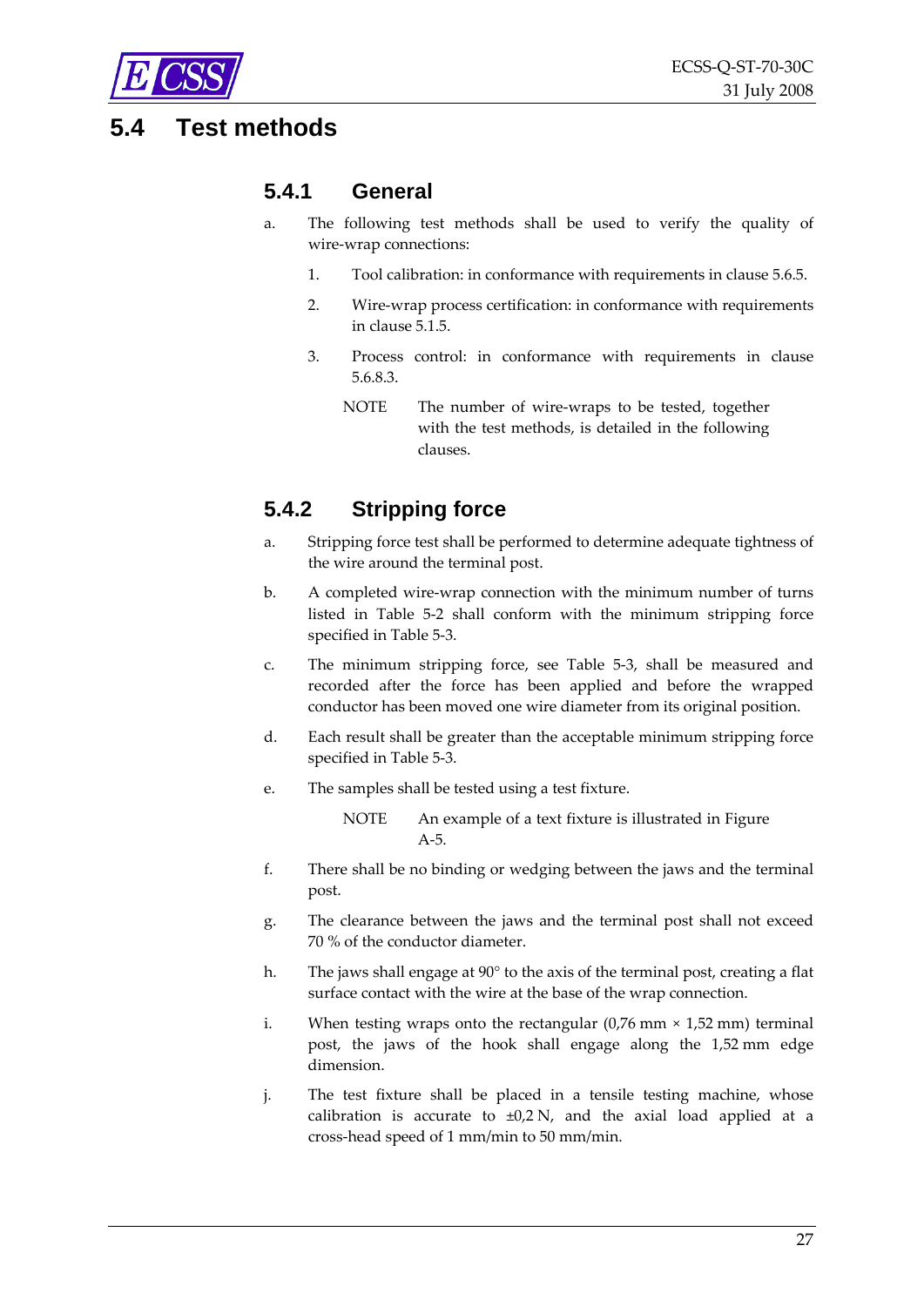## 5.4 Test methods

### 5.4.1 General

a. The following test methods shall be used to verify the quality of wire-wrap connections:

1. Tool calibration: in conformance with requirements in clause 5.6.5.
2. Wire-wrap process certification: in conformance with requirements in clause 5.1.5.
3. Process control: in conformance with requirements in clause 5.6.8.3.

NOTE The number of wire-wraps to be tested, together with the test methods, is detailed in the following clauses.

### 5.4.2 Stripping force

a. Stripping force test shall be performed to determine adequate tightness of the wire around the terminal post.

b. A completed wire-wrap connection with the minimum number of turns listed in Table 5-2 shall conform with the minimum stripping force specified in Table 5-3.

c. The minimum stripping force, see Table 5-3, shall be measured and recorded after the force has been applied and before the wrapped conductor has been moved one wire diameter from its original position.

d. Each result shall be greater than the acceptable minimum stripping force specified in Table 5-3.

e. The samples shall be tested using a test fixture.

NOTE An example of a text fixture is illustrated in Figure A-5.

f. There shall be no binding or wedging between the jaws and the terminal post.

g. The clearance between the jaws and the terminal post shall not exceed 70 % of the conductor diameter.

h. The jaws shall engage at 90° to the axis of the terminal post, creating a flat surface contact with the wire at the base of the wrap connection.

i. When testing wraps onto the rectangular (0,76 mm × 1,52 mm) terminal post, the jaws of the hook shall engage along the 1,52 mm edge dimension.

j. The test fixture shall be placed in a tensile testing machine, whose calibration is accurate to ±0,2 N, and the axial load applied at a cross-head speed of 1 mm/min to 50 mm/min.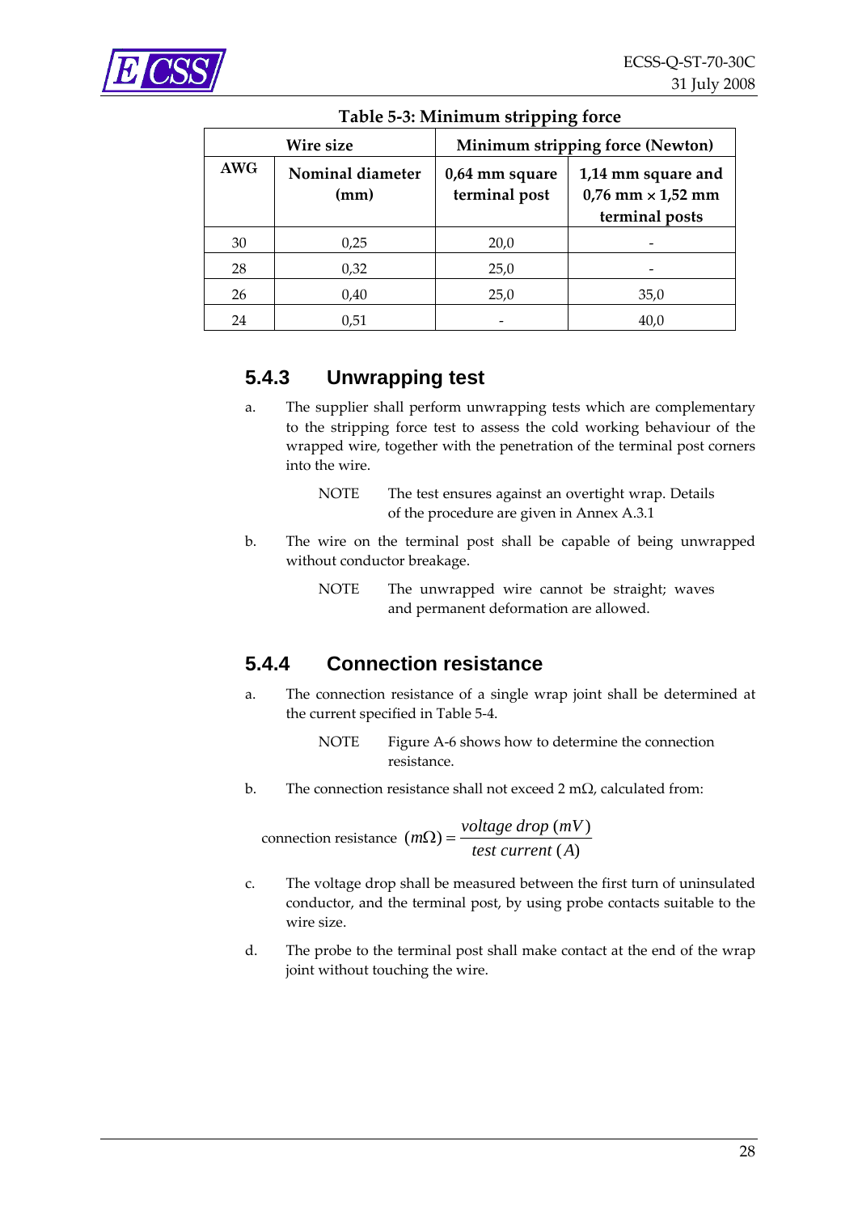**Table 5-3: Minimum stripping force**

| Wire size | | Minimum stripping force (Newton) | |
|---|---|---|---|
| AWG | Nominal diameter (mm) | 0,64 mm square terminal post | 1,14 mm square and 0,76 mm × 1,52 mm terminal posts |
| 30 | 0,25 | 20,0 | - |
| 28 | 0,32 | 25,0 | - |
| 26 | 0,40 | 25,0 | 35,0 |
| 24 | 0,51 | - | 40,0 |

### 5.4.3 Unwrapping test

a. The supplier shall perform unwrapping tests which are complementary to the stripping force test to assess the cold working behaviour of the wrapped wire, together with the penetration of the terminal post corners into the wire.

NOTE The test ensures against an overtight wrap. Details of the procedure are given in Annex A.3.1

b. The wire on the terminal post shall be capable of being unwrapped without conductor breakage.

NOTE The unwrapped wire cannot be straight; waves and permanent deformation are allowed.

### 5.4.4 Connection resistance

a. The connection resistance of a single wrap joint shall be determined at the current specified in Table 5-4.

NOTE Figure A-6 shows how to determine the connection resistance.

b. The connection resistance shall not exceed 2 mΩ, calculated from:

$$\text{connection resistance } (m\Omega) = \frac{voltage\ drop\ (mV)}{test\ current\ (A)}$$

c. The voltage drop shall be measured between the first turn of uninsulated conductor, and the terminal post, by using probe contacts suitable to the wire size.

d. The probe to the terminal post shall make contact at the end of the wrap joint without touching the wire.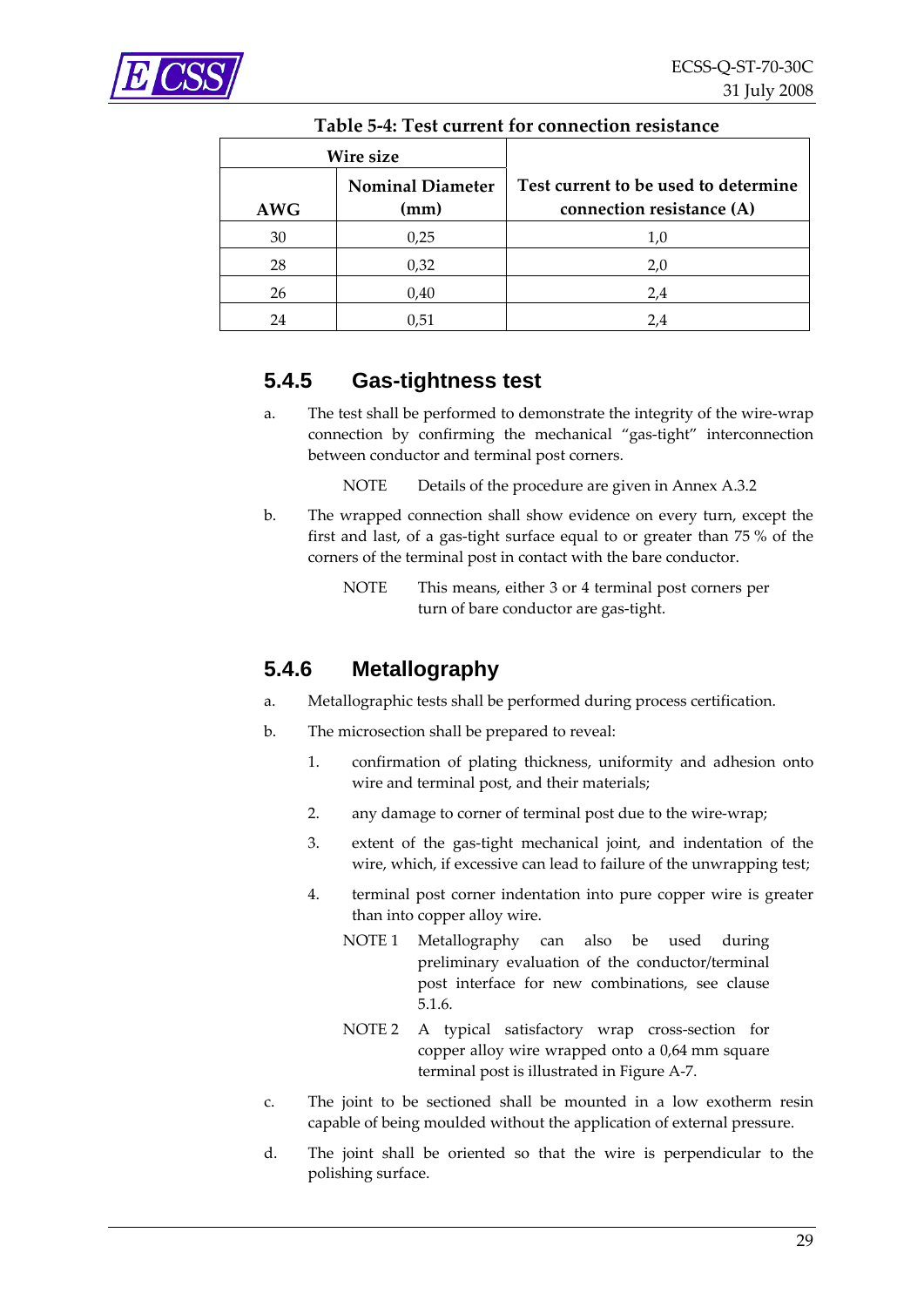Table 5-4: Test current for connection resistance

| Wire size | | Test current to be used to determine connection resistance (A) |
|---|---|---|
| AWG | Nominal Diameter (mm) | |
| 30 | 0,25 | 1,0 |
| 28 | 0,32 | 2,0 |
| 26 | 0,40 | 2,4 |
| 24 | 0,51 | 2,4 |

### 5.4.5 Gas-tightness test

a. The test shall be performed to demonstrate the integrity of the wire-wrap connection by confirming the mechanical "gas-tight" interconnection between conductor and terminal post corners.

NOTE Details of the procedure are given in Annex A.3.2

b. The wrapped connection shall show evidence on every turn, except the first and last, of a gas-tight surface equal to or greater than 75 % of the corners of the terminal post in contact with the bare conductor.

NOTE This means, either 3 or 4 terminal post corners per turn of bare conductor are gas-tight.

### 5.4.6 Metallography

a. Metallographic tests shall be performed during process certification.

b. The microsection shall be prepared to reveal:

1. confirmation of plating thickness, uniformity and adhesion onto wire and terminal post, and their materials;
2. any damage to corner of terminal post due to the wire-wrap;
3. extent of the gas-tight mechanical joint, and indentation of the wire, which, if excessive can lead to failure of the unwrapping test;
4. terminal post corner indentation into pure copper wire is greater than into copper alloy wire.

NOTE 1 Metallography can also be used during preliminary evaluation of the conductor/terminal post interface for new combinations, see clause 5.1.6.

NOTE 2 A typical satisfactory wrap cross-section for copper alloy wire wrapped onto a 0,64 mm square terminal post is illustrated in Figure A-7.

c. The joint to be sectioned shall be mounted in a low exotherm resin capable of being moulded without the application of external pressure.

d. The joint shall be oriented so that the wire is perpendicular to the polishing surface.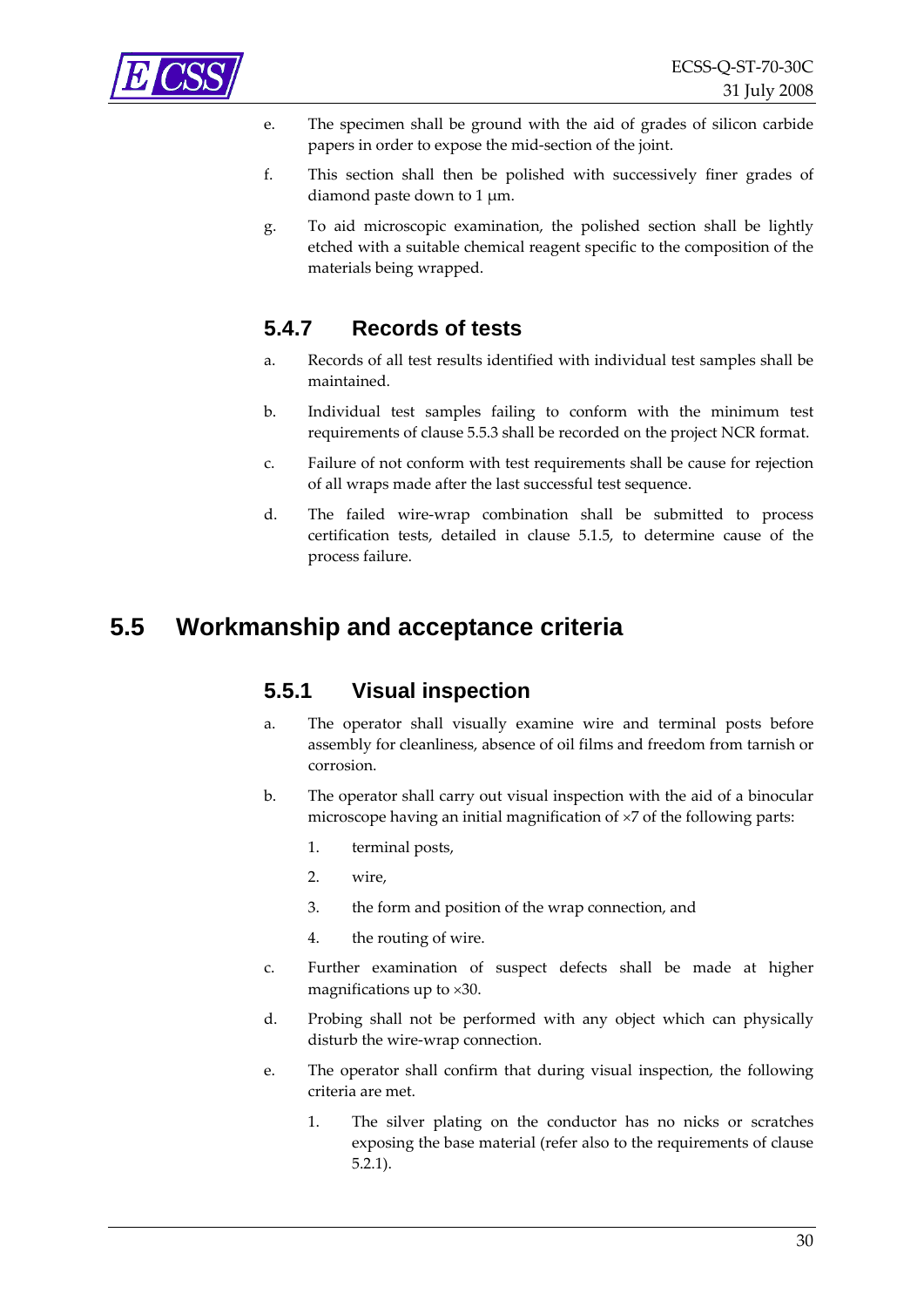e. The specimen shall be ground with the aid of grades of silicon carbide papers in order to expose the mid-section of the joint.

f. This section shall then be polished with successively finer grades of diamond paste down to 1 μm.

g. To aid microscopic examination, the polished section shall be lightly etched with a suitable chemical reagent specific to the composition of the materials being wrapped.

### 5.4.7 Records of tests

a. Records of all test results identified with individual test samples shall be maintained.

b. Individual test samples failing to conform with the minimum test requirements of clause 5.5.3 shall be recorded on the project NCR format.

c. Failure of not conform with test requirements shall be cause for rejection of all wraps made after the last successful test sequence.

d. The failed wire-wrap combination shall be submitted to process certification tests, detailed in clause 5.1.5, to determine cause of the process failure.

## 5.5 Workmanship and acceptance criteria

### 5.5.1 Visual inspection

a. The operator shall visually examine wire and terminal posts before assembly for cleanliness, absence of oil films and freedom from tarnish or corrosion.

b. The operator shall carry out visual inspection with the aid of a binocular microscope having an initial magnification of ×7 of the following parts:

   1. terminal posts,
   2. wire,
   3. the form and position of the wrap connection, and
   4. the routing of wire.

c. Further examination of suspect defects shall be made at higher magnifications up to ×30.

d. Probing shall not be performed with any object which can physically disturb the wire-wrap connection.

e. The operator shall confirm that during visual inspection, the following criteria are met.

   1. The silver plating on the conductor has no nicks or scratches exposing the base material (refer also to the requirements of clause 5.2.1).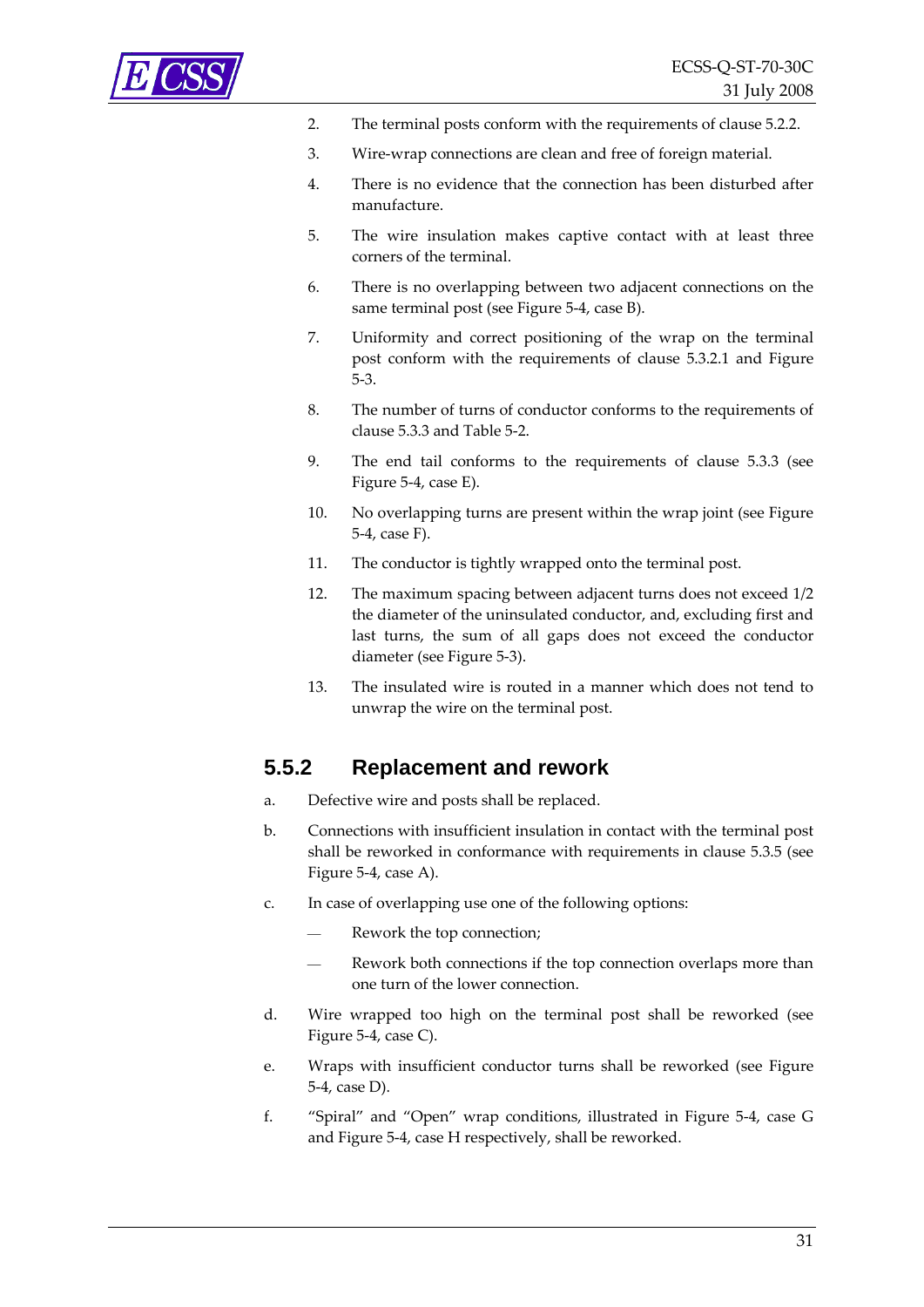2. The terminal posts conform with the requirements of clause 5.2.2.

3. Wire-wrap connections are clean and free of foreign material.

4. There is no evidence that the connection has been disturbed after manufacture.

5. The wire insulation makes captive contact with at least three corners of the terminal.

6. There is no overlapping between two adjacent connections on the same terminal post (see Figure 5-4, case B).

7. Uniformity and correct positioning of the wrap on the terminal post conform with the requirements of clause 5.3.2.1 and Figure 5-3.

8. The number of turns of conductor conforms to the requirements of clause 5.3.3 and Table 5-2.

9. The end tail conforms to the requirements of clause 5.3.3 (see Figure 5-4, case E).

10. No overlapping turns are present within the wrap joint (see Figure 5-4, case F).

11. The conductor is tightly wrapped onto the terminal post.

12. The maximum spacing between adjacent turns does not exceed 1/2 the diameter of the uninsulated conductor, and, excluding first and last turns, the sum of all gaps does not exceed the conductor diameter (see Figure 5-3).

13. The insulated wire is routed in a manner which does not tend to unwrap the wire on the terminal post.

## 5.5.2 Replacement and rework

a. Defective wire and posts shall be replaced.

b. Connections with insufficient insulation in contact with the terminal post shall be reworked in conformance with requirements in clause 5.3.5 (see Figure 5-4, case A).

c. In case of overlapping use one of the following options:

— Rework the top connection;

— Rework both connections if the top connection overlaps more than one turn of the lower connection.

d. Wire wrapped too high on the terminal post shall be reworked (see Figure 5-4, case C).

e. Wraps with insufficient conductor turns shall be reworked (see Figure 5-4, case D).

f. "Spiral" and "Open" wrap conditions, illustrated in Figure 5-4, case G and Figure 5-4, case H respectively, shall be reworked.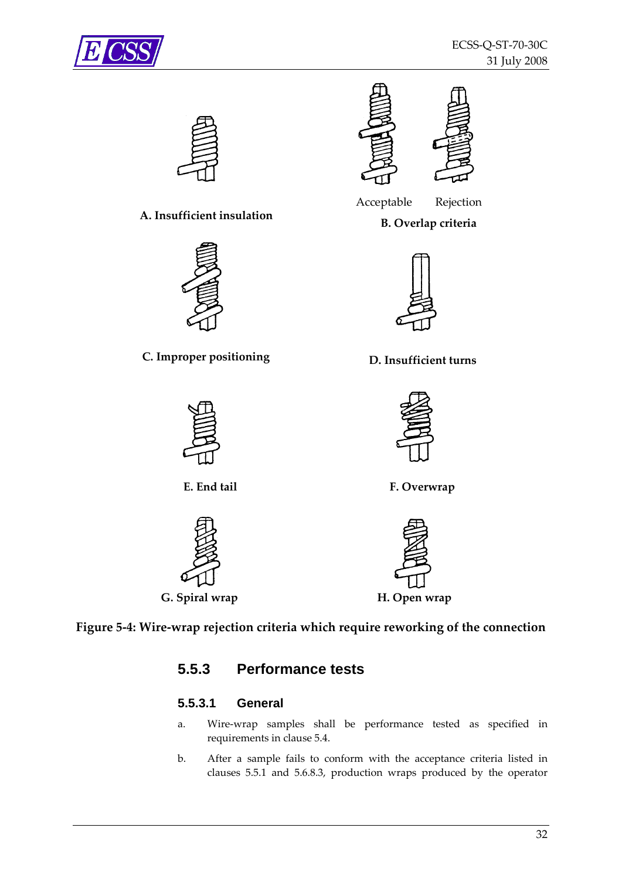A. Insufficient insulation

Acceptable Rejection

B. Overlap criteria

C. Improper positioning

D. Insufficient turns

E. End tail

F. Overwrap

G. Spiral wrap

H. Open wrap

**Figure 5-4: Wire-wrap rejection criteria which require reworking of the connection**

### 5.5.3 Performance tests

#### 5.5.3.1 General

a. Wire-wrap samples shall be performance tested as specified in requirements in clause 5.4.

b. After a sample fails to conform with the acceptance criteria listed in clauses 5.5.1 and 5.6.8.3, production wraps produced by the operator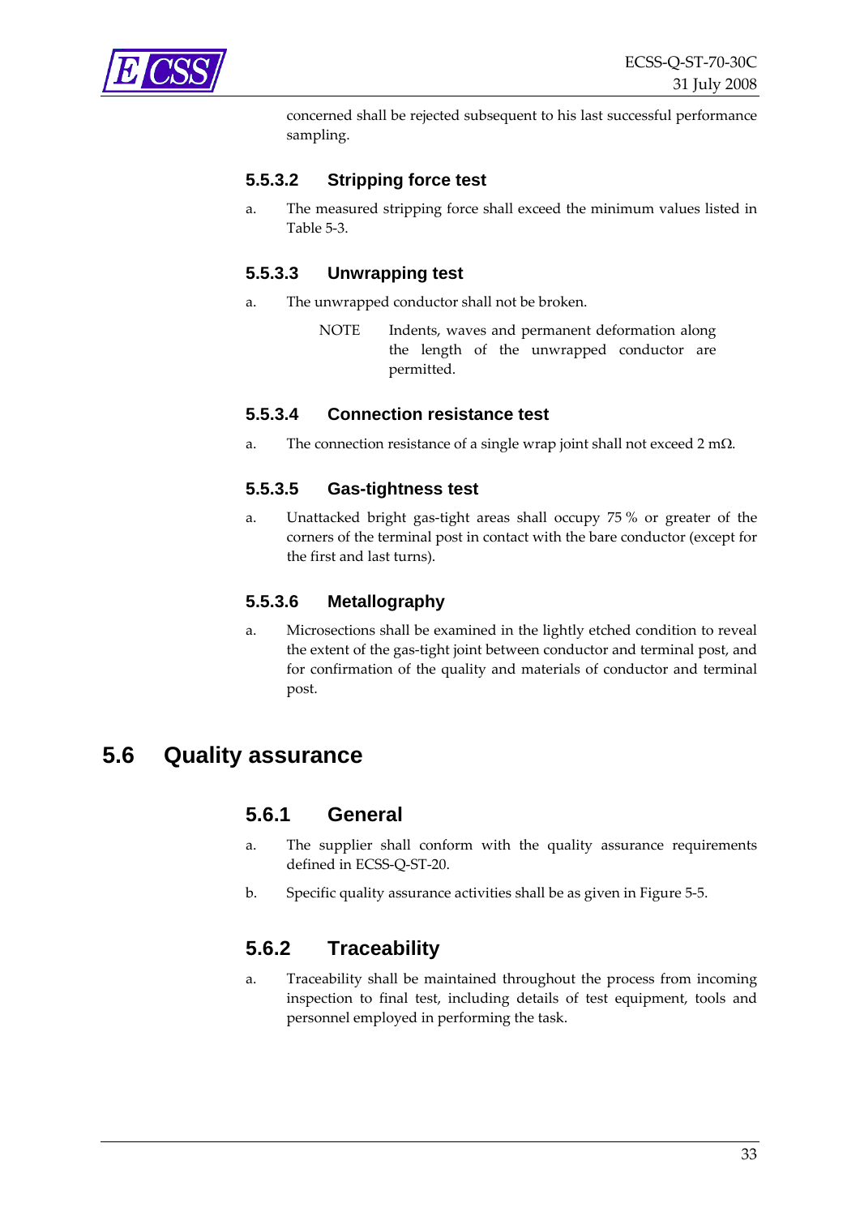concerned shall be rejected subsequent to his last successful performance sampling.

#### 5.5.3.2 Stripping force test

a. The measured stripping force shall exceed the minimum values listed in Table 5-3.

#### 5.5.3.3 Unwrapping test

a. The unwrapped conductor shall not be broken.

NOTE Indents, waves and permanent deformation along the length of the unwrapped conductor are permitted.

#### 5.5.3.4 Connection resistance test

a. The connection resistance of a single wrap joint shall not exceed 2 mΩ.

#### 5.5.3.5 Gas-tightness test

a. Unattacked bright gas-tight areas shall occupy 75 % or greater of the corners of the terminal post in contact with the bare conductor (except for the first and last turns).

#### 5.5.3.6 Metallography

a. Microsections shall be examined in the lightly etched condition to reveal the extent of the gas-tight joint between conductor and terminal post, and for confirmation of the quality and materials of conductor and terminal post.

## 5.6 Quality assurance

### 5.6.1 General

a. The supplier shall conform with the quality assurance requirements defined in ECSS-Q-ST-20.

b. Specific quality assurance activities shall be as given in Figure 5-5.

### 5.6.2 Traceability

a. Traceability shall be maintained throughout the process from incoming inspection to final test, including details of test equipment, tools and personnel employed in performing the task.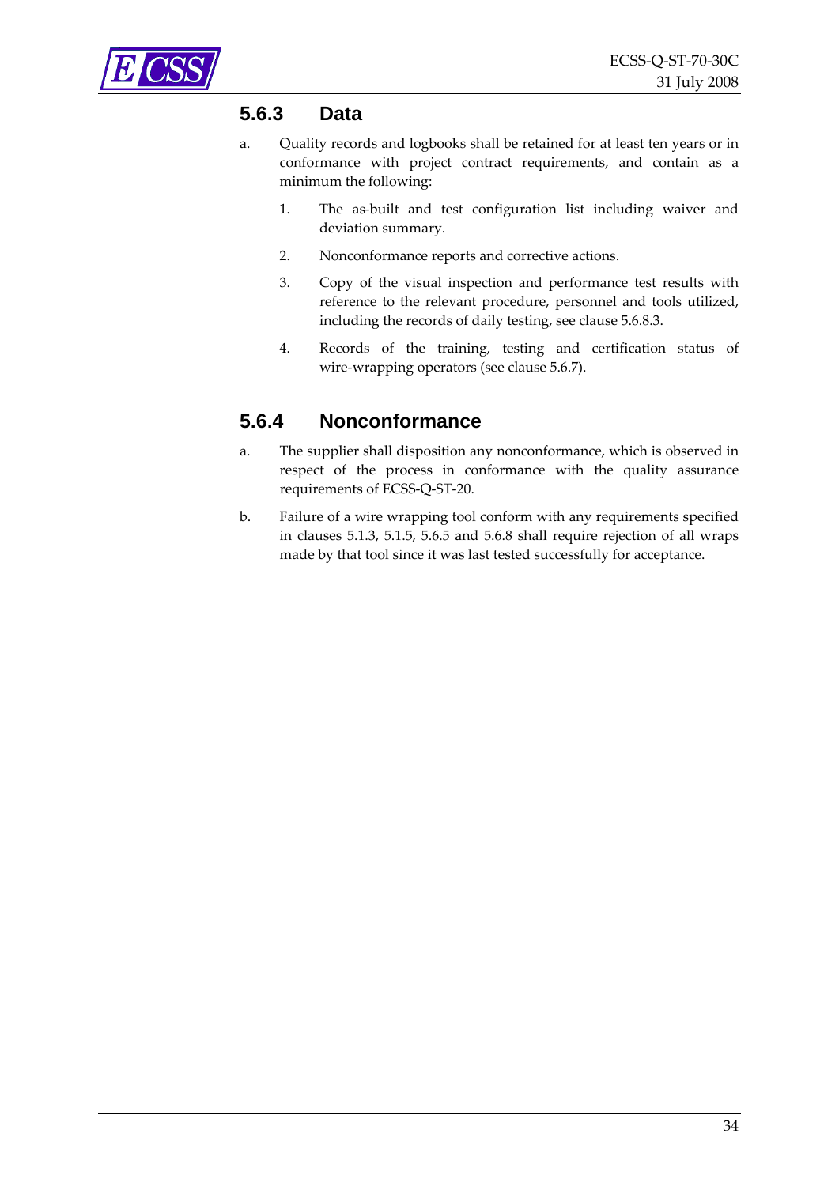### 5.6.3 Data

a. Quality records and logbooks shall be retained for at least ten years or in conformance with project contract requirements, and contain as a minimum the following:

   1. The as-built and test configuration list including waiver and deviation summary.

   2. Nonconformance reports and corrective actions.

   3. Copy of the visual inspection and performance test results with reference to the relevant procedure, personnel and tools utilized, including the records of daily testing, see clause 5.6.8.3.

   4. Records of the training, testing and certification status of wire-wrapping operators (see clause 5.6.7).

### 5.6.4 Nonconformance

a. The supplier shall disposition any nonconformance, which is observed in respect of the process in conformance with the quality assurance requirements of ECSS-Q-ST-20.

b. Failure of a wire wrapping tool conform with any requirements specified in clauses 5.1.3, 5.1.5, 5.6.5 and 5.6.8 shall require rejection of all wraps made by that tool since it was last tested successfully for acceptance.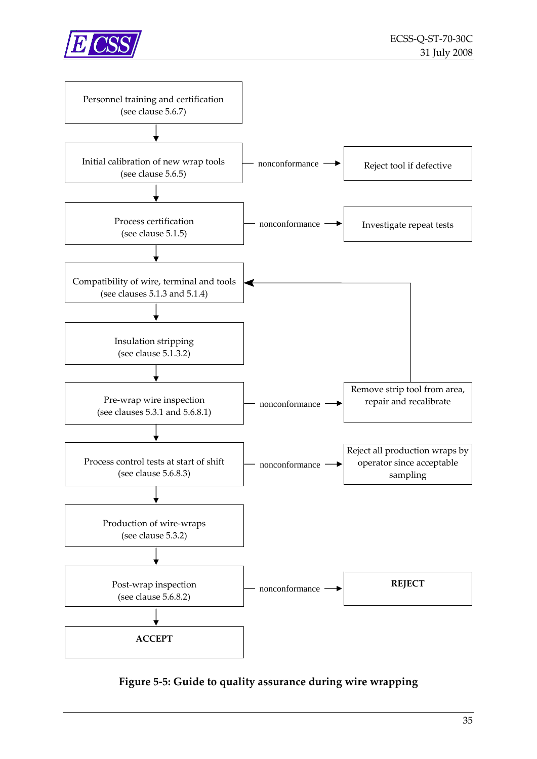Personnel training and certification
(see clause 5.6.7)

Initial calibration of new wrap tools
(see clause 5.6.5)

nonconformance → Reject tool if defective

Process certification
(see clause 5.1.5)

nonconformance → Investigate repeat tests

Compatibility of wire, terminal and tools
(see clauses 5.1.3 and 5.1.4)

Insulation stripping
(see clause 5.1.3.2)

Pre-wrap wire inspection
(see clauses 5.3.1 and 5.6.8.1)

nonconformance → Remove strip tool from area, repair and recalibrate

Process control tests at start of shift
(see clause 5.6.8.3)

nonconformance → Reject all production wraps by operator since acceptable sampling

Production of wire-wraps
(see clause 5.3.2)

Post-wrap inspection
(see clause 5.6.8.2)

nonconformance → **REJECT**

**ACCEPT**

**Figure 5-5: Guide to quality assurance during wire wrapping**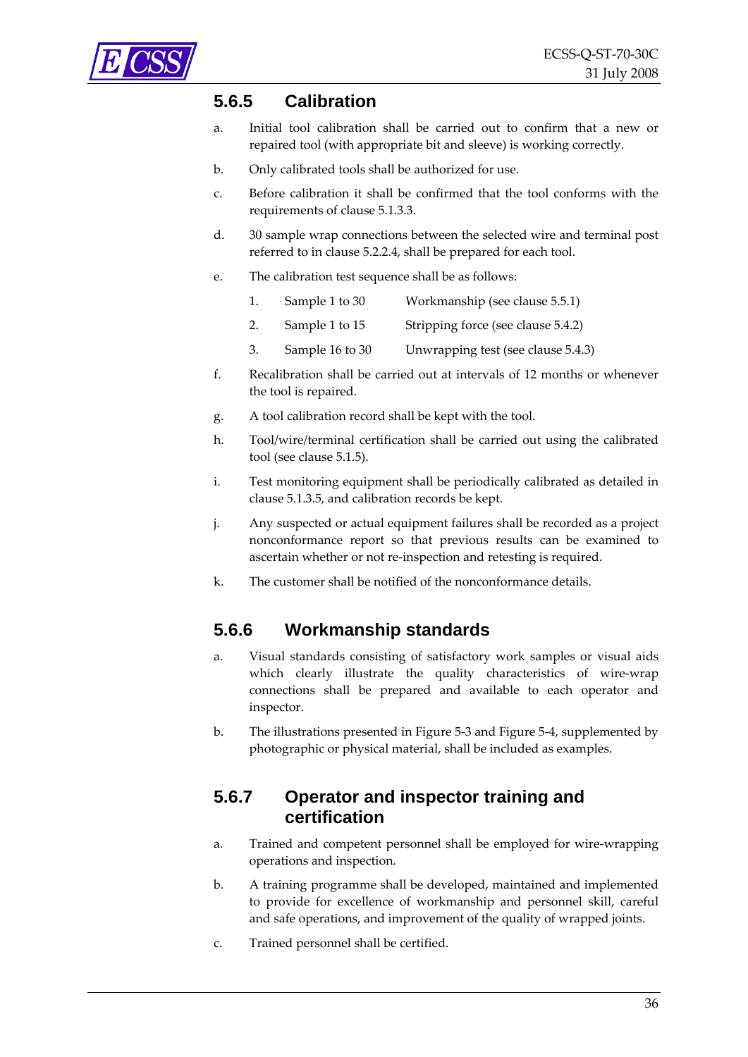### 5.6.5 Calibration

a. Initial tool calibration shall be carried out to confirm that a new or repaired tool (with appropriate bit and sleeve) is working correctly.

b. Only calibrated tools shall be authorized for use.

c. Before calibration it shall be confirmed that the tool conforms with the requirements of clause 5.1.3.3.

d. 30 sample wrap connections between the selected wire and terminal post referred to in clause 5.2.2.4, shall be prepared for each tool.

e. The calibration test sequence shall be as follows:

   1. Sample 1 to 30 — Workmanship (see clause 5.5.1)
   2. Sample 1 to 15 — Stripping force (see clause 5.4.2)
   3. Sample 16 to 30 — Unwrapping test (see clause 5.4.3)

f. Recalibration shall be carried out at intervals of 12 months or whenever the tool is repaired.

g. A tool calibration record shall be kept with the tool.

h. Tool/wire/terminal certification shall be carried out using the calibrated tool (see clause 5.1.5).

i. Test monitoring equipment shall be periodically calibrated as detailed in clause 5.1.3.5, and calibration records be kept.

j. Any suspected or actual equipment failures shall be recorded as a project nonconformance report so that previous results can be examined to ascertain whether or not re-inspection and retesting is required.

k. The customer shall be notified of the nonconformance details.

### 5.6.6 Workmanship standards

a. Visual standards consisting of satisfactory work samples or visual aids which clearly illustrate the quality characteristics of wire-wrap connections shall be prepared and available to each operator and inspector.

b. The illustrations presented in Figure 5-3 and Figure 5-4, supplemented by photographic or physical material, shall be included as examples.

### 5.6.7 Operator and inspector training and certification

a. Trained and competent personnel shall be employed for wire-wrapping operations and inspection.

b. A training programme shall be developed, maintained and implemented to provide for excellence of workmanship and personnel skill, careful and safe operations, and improvement of the quality of wrapped joints.

c. Trained personnel shall be certified.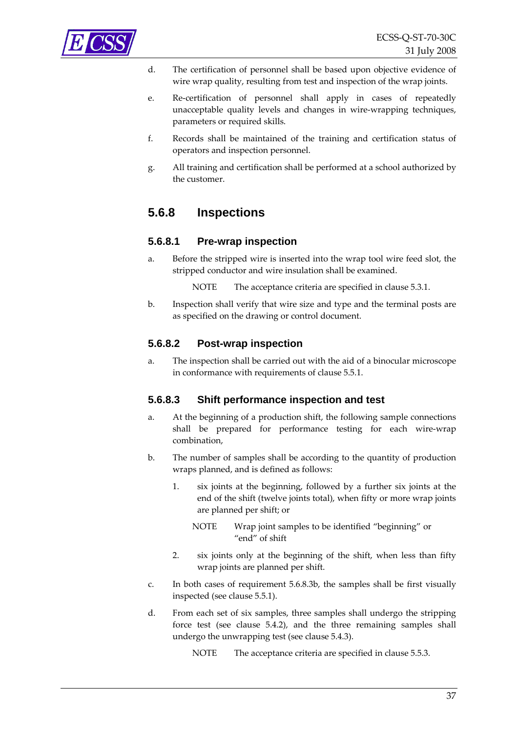d. The certification of personnel shall be based upon objective evidence of wire wrap quality, resulting from test and inspection of the wrap joints.

e. Re-certification of personnel shall apply in cases of repeatedly unacceptable quality levels and changes in wire-wrapping techniques, parameters or required skills.

f. Records shall be maintained of the training and certification status of operators and inspection personnel.

g. All training and certification shall be performed at a school authorized by the customer.

### 5.6.8 Inspections

#### 5.6.8.1 Pre-wrap inspection

a. Before the stripped wire is inserted into the wrap tool wire feed slot, the stripped conductor and wire insulation shall be examined.

   NOTE The acceptance criteria are specified in clause 5.3.1.

b. Inspection shall verify that wire size and type and the terminal posts are as specified on the drawing or control document.

#### 5.6.8.2 Post-wrap inspection

a. The inspection shall be carried out with the aid of a binocular microscope in conformance with requirements of clause 5.5.1.

#### 5.6.8.3 Shift performance inspection and test

a. At the beginning of a production shift, the following sample connections shall be prepared for performance testing for each wire-wrap combination,

b. The number of samples shall be according to the quantity of production wraps planned, and is defined as follows:

   1. six joints at the beginning, followed by a further six joints at the end of the shift (twelve joints total), when fifty or more wrap joints are planned per shift; or

      NOTE Wrap joint samples to be identified “beginning” or “end” of shift

   2. six joints only at the beginning of the shift, when less than fifty wrap joints are planned per shift.

c. In both cases of requirement 5.6.8.3b, the samples shall be first visually inspected (see clause 5.5.1).

d. From each set of six samples, three samples shall undergo the stripping force test (see clause 5.4.2), and the three remaining samples shall undergo the unwrapping test (see clause 5.4.3).

   NOTE The acceptance criteria are specified in clause 5.5.3.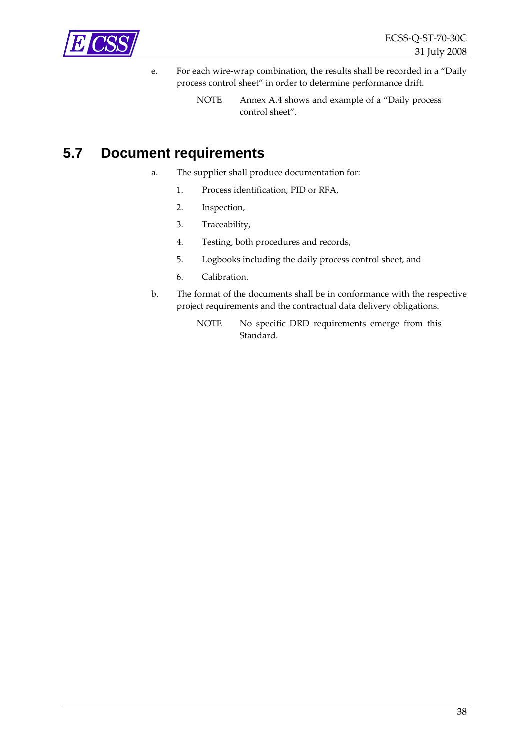e. For each wire-wrap combination, the results shall be recorded in a “Daily process control sheet” in order to determine performance drift.

NOTE Annex A.4 shows and example of a “Daily process control sheet”.

## 5.7 Document requirements

a. The supplier shall produce documentation for:

1. Process identification, PID or RFA,
2. Inspection,
3. Traceability,
4. Testing, both procedures and records,
5. Logbooks including the daily process control sheet, and
6. Calibration.

b. The format of the documents shall be in conformance with the respective project requirements and the contractual data delivery obligations.

NOTE No specific DRD requirements emerge from this Standard.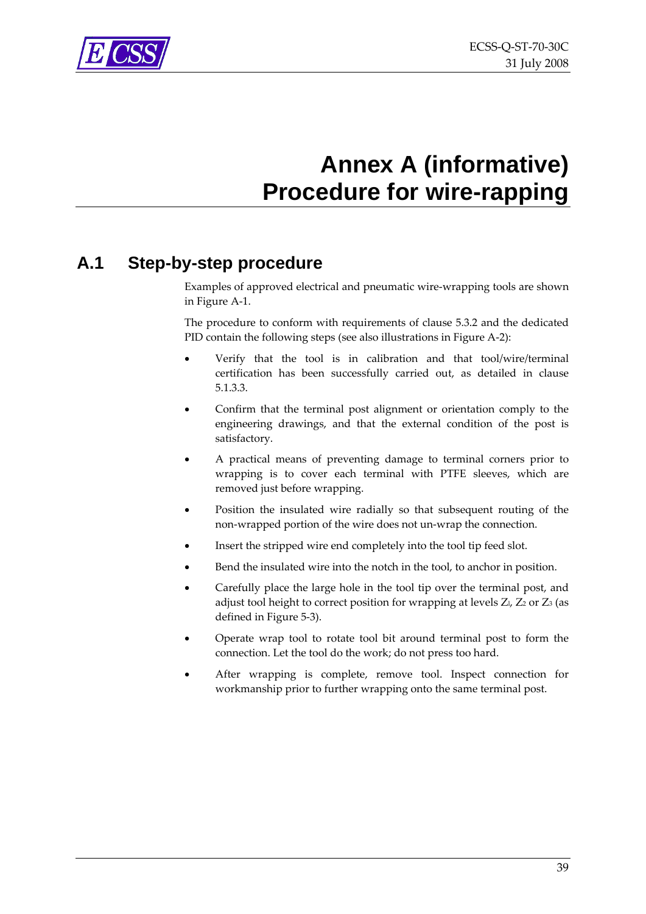# Annex A (informative) Procedure for wire-rapping

## A.1 Step-by-step procedure

Examples of approved electrical and pneumatic wire-wrapping tools are shown in Figure A-1.

The procedure to conform with requirements of clause 5.3.2 and the dedicated PID contain the following steps (see also illustrations in Figure A-2):

- Verify that the tool is in calibration and that tool/wire/terminal certification has been successfully carried out, as detailed in clause 5.1.3.3.
- Confirm that the terminal post alignment or orientation comply to the engineering drawings, and that the external condition of the post is satisfactory.
- A practical means of preventing damage to terminal corners prior to wrapping is to cover each terminal with PTFE sleeves, which are removed just before wrapping.
- Position the insulated wire radially so that subsequent routing of the non-wrapped portion of the wire does not un-wrap the connection.
- Insert the stripped wire end completely into the tool tip feed slot.
- Bend the insulated wire into the notch in the tool, to anchor in position.
- Carefully place the large hole in the tool tip over the terminal post, and adjust tool height to correct position for wrapping at levels $Z_1$, $Z_2$ or $Z_3$ (as defined in Figure 5-3).
- Operate wrap tool to rotate tool bit around terminal post to form the connection. Let the tool do the work; do not press too hard.
- After wrapping is complete, remove tool. Inspect connection for workmanship prior to further wrapping onto the same terminal post.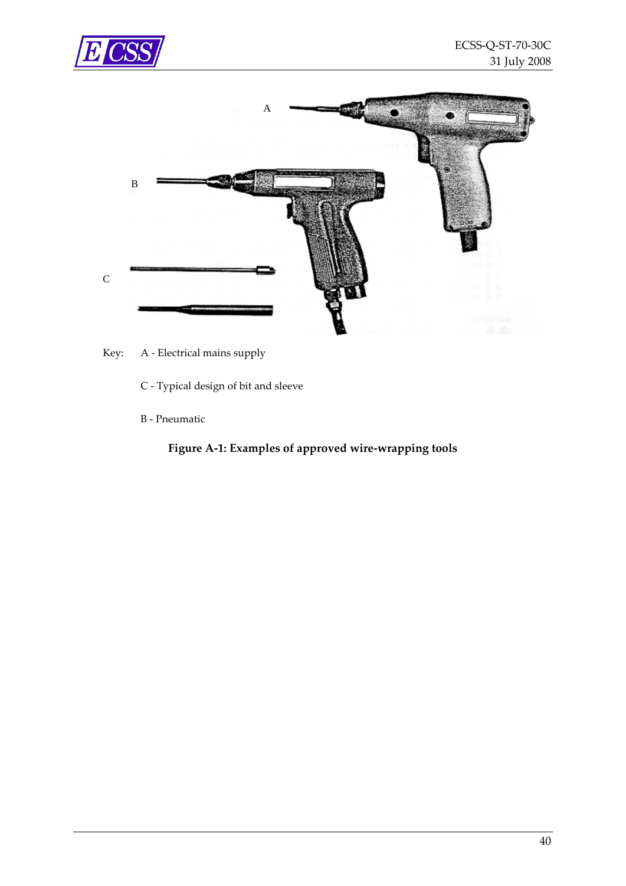Key: A - Electrical mains supply

C - Typical design of bit and sleeve

B - Pneumatic

**Figure A-1: Examples of approved wire-wrapping tools**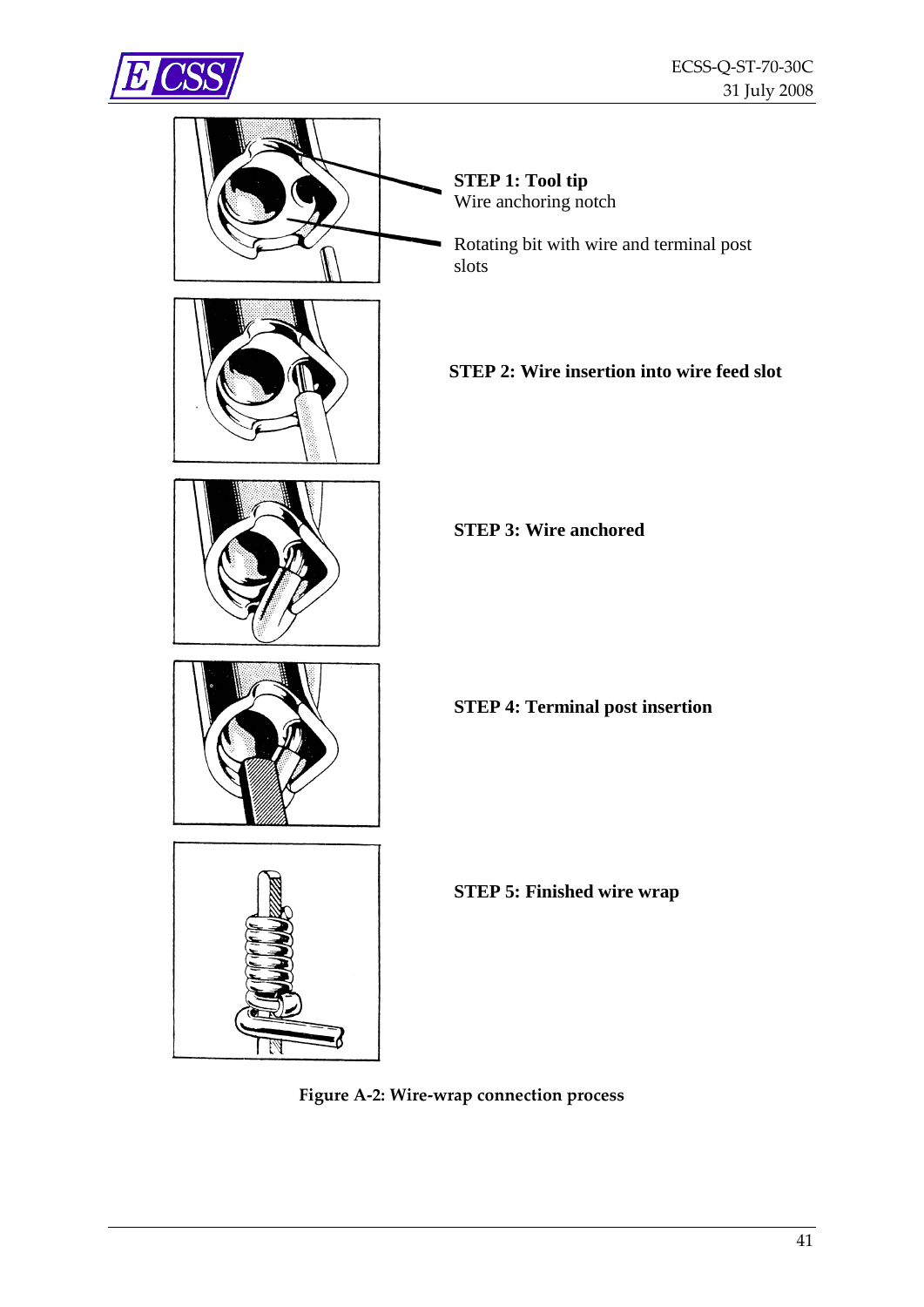**STEP 1: Tool tip**
Wire anchoring notch

Rotating bit with wire and terminal post slots

**STEP 2: Wire insertion into wire feed slot**

**STEP 3: Wire anchored**

**STEP 4: Terminal post insertion**

**STEP 5: Finished wire wrap**

**Figure A-2: Wire-wrap connection process**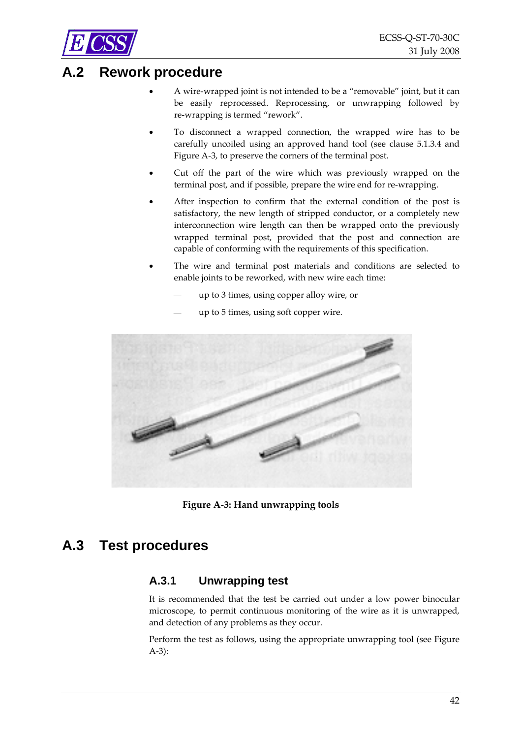## A.2 Rework procedure

- A wire-wrapped joint is not intended to be a "removable" joint, but it can be easily reprocessed. Reprocessing, or unwrapping followed by re-wrapping is termed "rework".
- To disconnect a wrapped connection, the wrapped wire has to be carefully uncoiled using an approved hand tool (see clause 5.1.3.4 and Figure A-3, to preserve the corners of the terminal post.
- Cut off the part of the wire which was previously wrapped on the terminal post, and if possible, prepare the wire end for re-wrapping.
- After inspection to confirm that the external condition of the post is satisfactory, the new length of stripped conductor, or a completely new interconnection wire length can then be wrapped onto the previously wrapped terminal post, provided that the post and connection are capable of conforming with the requirements of this specification.
- The wire and terminal post materials and conditions are selected to enable joints to be reworked, with new wire each time:
  - up to 3 times, using copper alloy wire, or
  - up to 5 times, using soft copper wire.

**Figure A-3: Hand unwrapping tools**

## A.3 Test procedures

### A.3.1 Unwrapping test

It is recommended that the test be carried out under a low power binocular microscope, to permit continuous monitoring of the wire as it is unwrapped, and detection of any problems as they occur.

Perform the test as follows, using the appropriate unwrapping tool (see Figure A-3):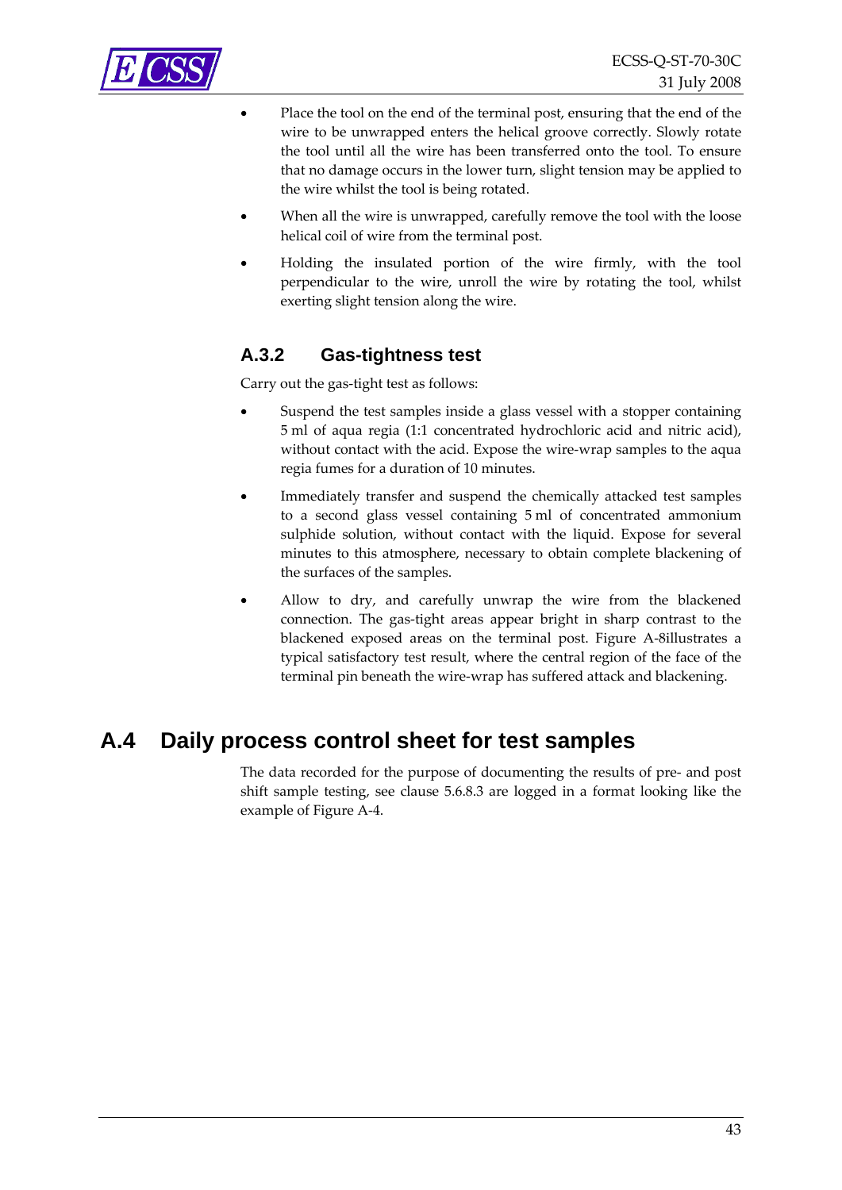- Place the tool on the end of the terminal post, ensuring that the end of the wire to be unwrapped enters the helical groove correctly. Slowly rotate the tool until all the wire has been transferred onto the tool. To ensure that no damage occurs in the lower turn, slight tension may be applied to the wire whilst the tool is being rotated.
- When all the wire is unwrapped, carefully remove the tool with the loose helical coil of wire from the terminal post.
- Holding the insulated portion of the wire firmly, with the tool perpendicular to the wire, unroll the wire by rotating the tool, whilst exerting slight tension along the wire.

### A.3.2 Gas-tightness test

Carry out the gas-tight test as follows:

- Suspend the test samples inside a glass vessel with a stopper containing 5 ml of aqua regia (1:1 concentrated hydrochloric acid and nitric acid), without contact with the acid. Expose the wire-wrap samples to the aqua regia fumes for a duration of 10 minutes.
- Immediately transfer and suspend the chemically attacked test samples to a second glass vessel containing 5 ml of concentrated ammonium sulphide solution, without contact with the liquid. Expose for several minutes to this atmosphere, necessary to obtain complete blackening of the surfaces of the samples.
- Allow to dry, and carefully unwrap the wire from the blackened connection. The gas-tight areas appear bright in sharp contrast to the blackened exposed areas on the terminal post. Figure A-8illustrates a typical satisfactory test result, where the central region of the face of the terminal pin beneath the wire-wrap has suffered attack and blackening.

## A.4 Daily process control sheet for test samples

The data recorded for the purpose of documenting the results of pre- and post shift sample testing, see clause 5.6.8.3 are logged in a format looking like the example of Figure A-4.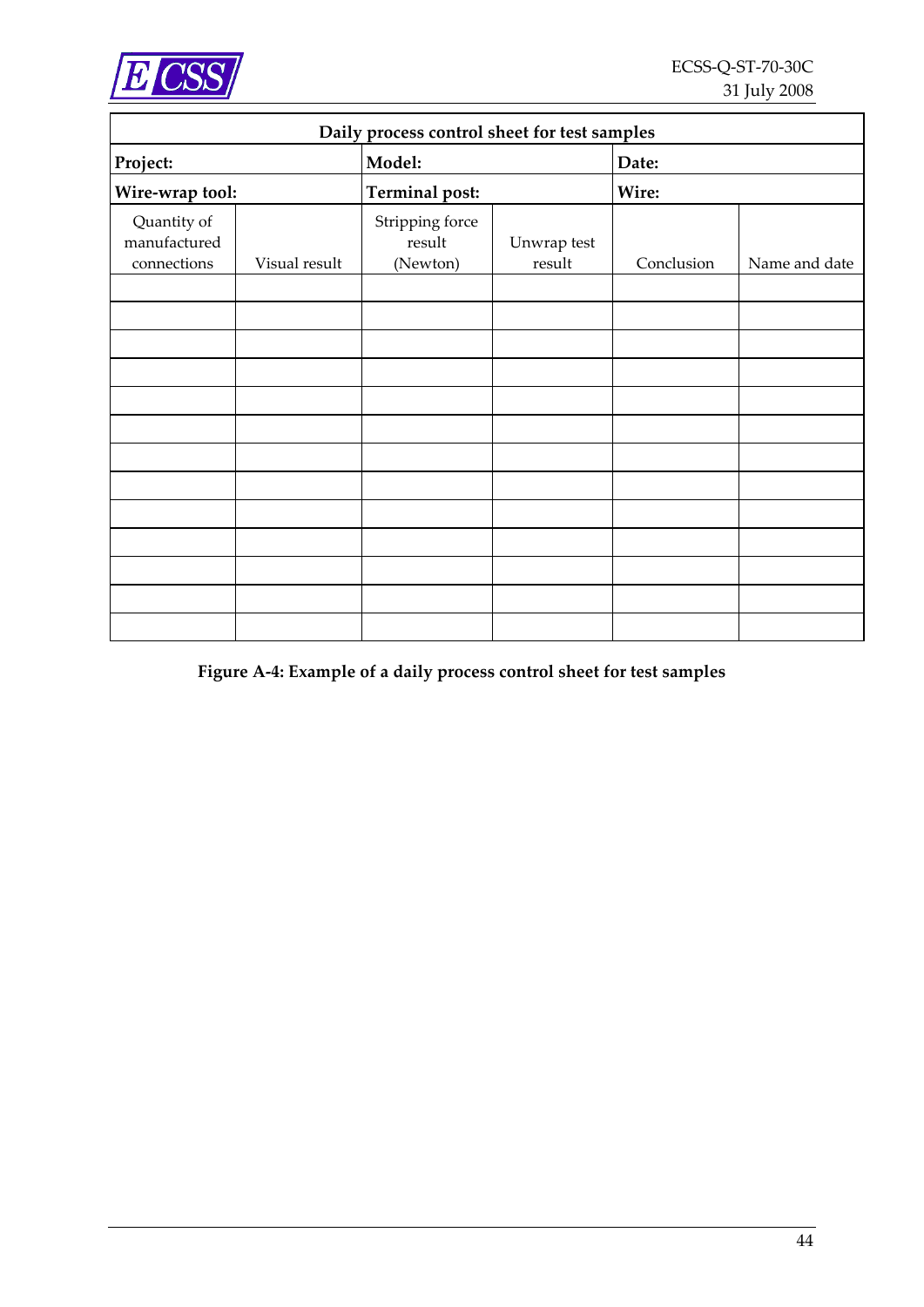| Daily process control sheet for test samples | | | | | |
|---|---|---|---|---|---|
| **Project:** | | **Model:** | | **Date:** | |
| **Wire-wrap tool:** | | **Terminal post:** | | **Wire:** | |
| Quantity of manufactured connections | Visual result | Stripping force result (Newton) | Unwrap test result | Conclusion | Name and date |
| | | | | | |
| | | | | | |
| | | | | | |
| | | | | | |
| | | | | | |
| | | | | | |
| | | | | | |
| | | | | | |
| | | | | | |
| | | | | | |
| | | | | | |
| | | | | | |
| | | | | | |

**Figure A-4: Example of a daily process control sheet for test samples**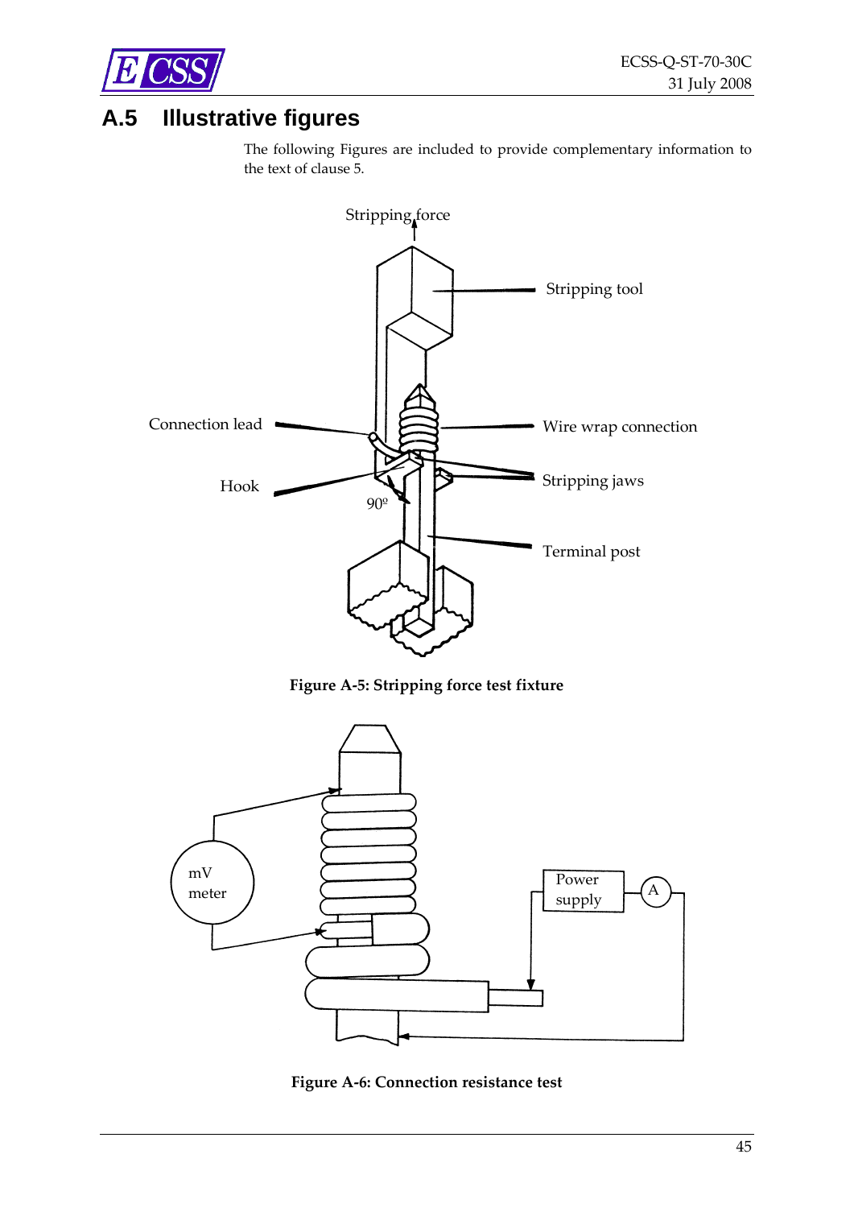## A.5 Illustrative figures

The following Figures are included to provide complementary information to the text of clause 5.

**Figure A-5: Stripping force test fixture**

**Figure A-6: Connection resistance test**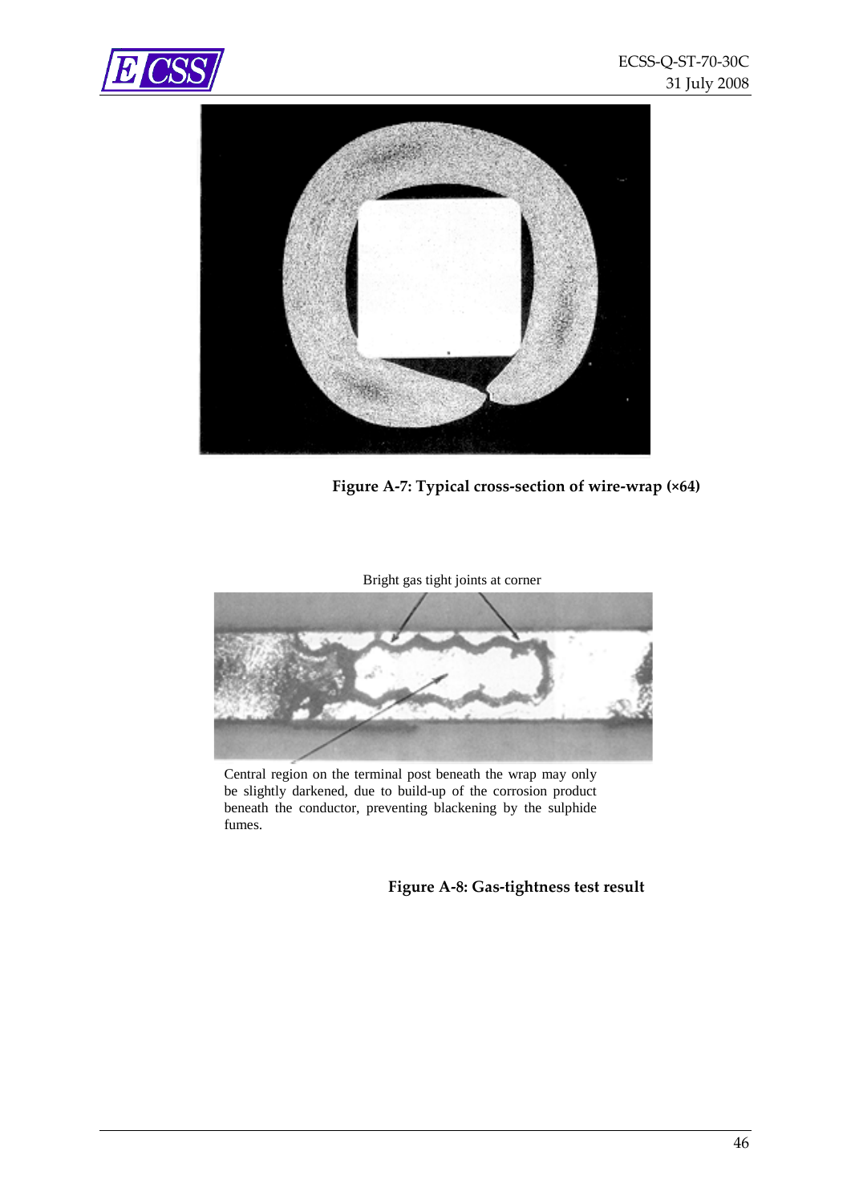**Figure A-7: Typical cross-section of wire-wrap (×64)**

Bright gas tight joints at corner

Central region on the terminal post beneath the wrap may only be slightly darkened, due to build-up of the corrosion product beneath the conductor, preventing blackening by the sulphide fumes.

**Figure A-8: Gas-tightness test result**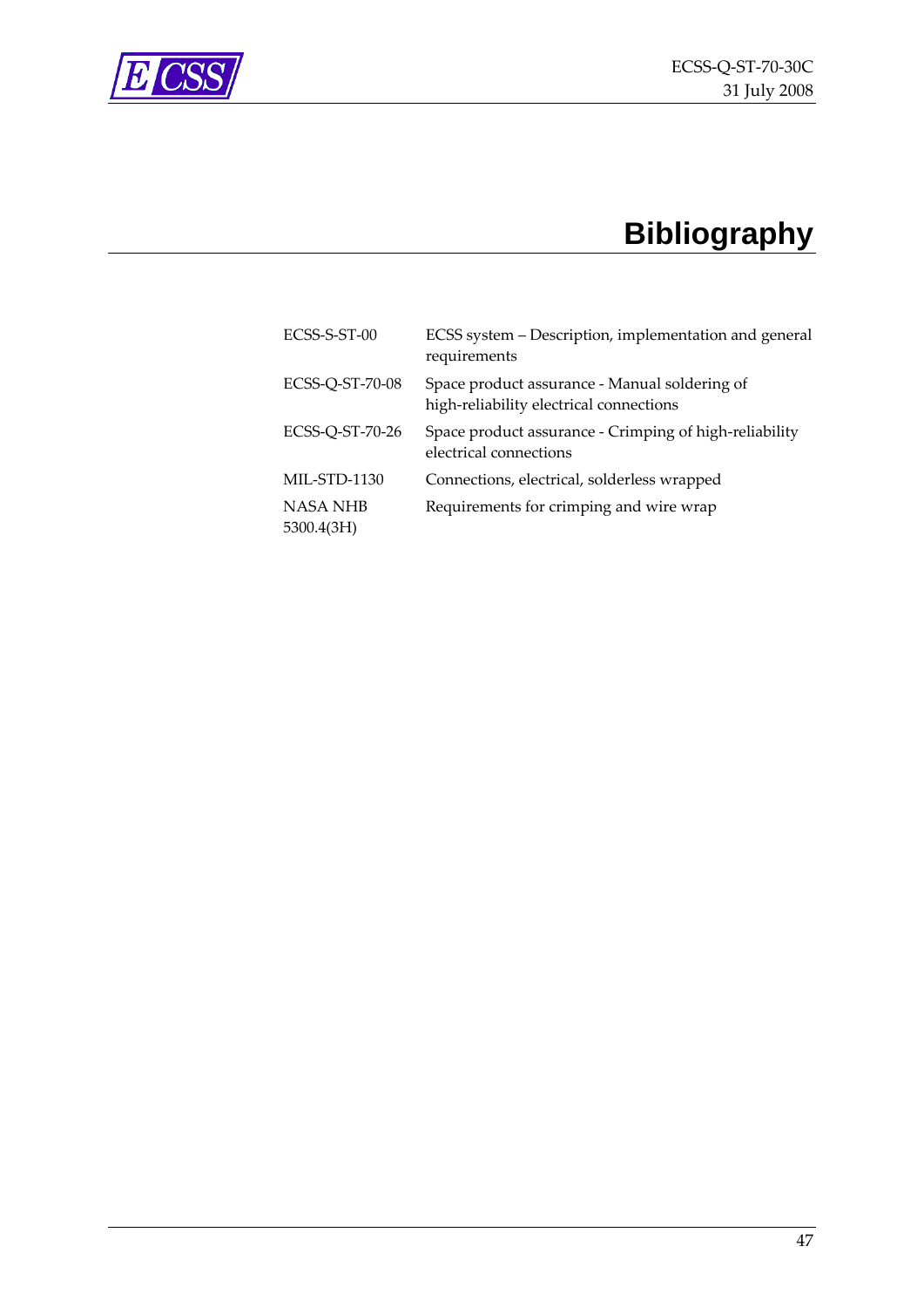# Bibliography

| | |
|---|---|
| ECSS-S-ST-00 | ECSS system – Description, implementation and general requirements |
| ECSS-Q-ST-70-08 | Space product assurance - Manual soldering of high-reliability electrical connections |
| ECSS-Q-ST-70-26 | Space product assurance - Crimping of high-reliability electrical connections |
| MIL-STD-1130 | Connections, electrical, solderless wrapped |
| NASA NHB 5300.4(3H) | Requirements for crimping and wire wrap |